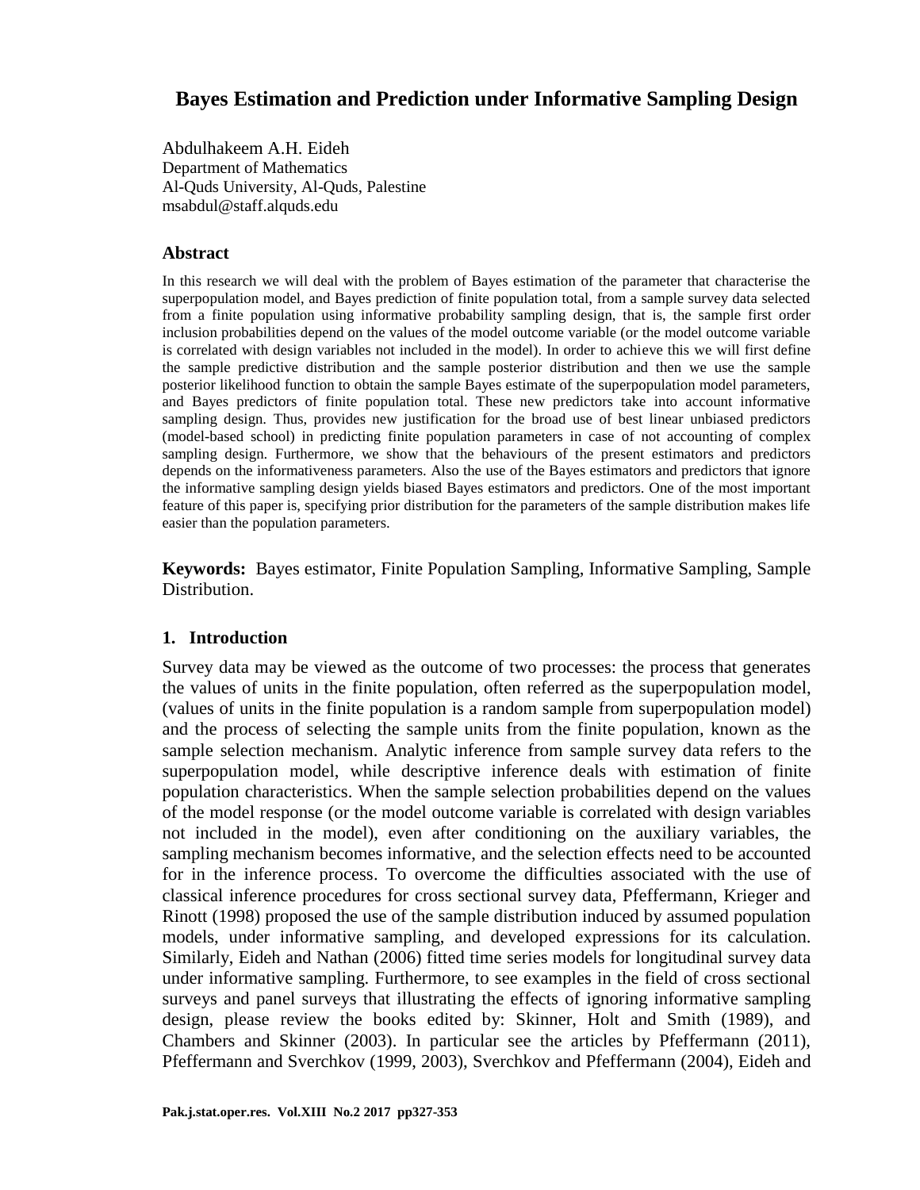# Bayes Estimation and Prediction under Informative Sampling Design

Abdulhakeem A.H. Eideh
Department of Mathematics
Al-Quds University, Al-Quds, Palestine
msabdul@staff.alquds.edu

### Abstract

In this research we will deal with the problem of Bayes estimation of the parameter that characterise the superpopulation model, and Bayes prediction of finite population total, from a sample survey data selected from a finite population using informative probability sampling design, that is, the sample first order inclusion probabilities depend on the values of the model outcome variable (or the model outcome variable is correlated with design variables not included in the model). In order to achieve this we will first define the sample predictive distribution and the sample posterior distribution and then we use the sample posterior likelihood function to obtain the sample Bayes estimate of the superpopulation model parameters, and Bayes predictors of finite population total. These new predictors take into account informative sampling design. Thus, provides new justification for the broad use of best linear unbiased predictors (model-based school) in predicting finite population parameters in case of not accounting of complex sampling design. Furthermore, we show that the behaviours of the present estimators and predictors depends on the informativeness parameters. Also the use of the Bayes estimators and predictors that ignore the informative sampling design yields biased Bayes estimators and predictors. One of the most important feature of this paper is, specifying prior distribution for the parameters of the sample distribution makes life easier than the population parameters.

**Keywords:** Bayes estimator, Finite Population Sampling, Informative Sampling, Sample Distribution.

## 1. Introduction

Survey data may be viewed as the outcome of two processes: the process that generates the values of units in the finite population, often referred as the superpopulation model, (values of units in the finite population is a random sample from superpopulation model) and the process of selecting the sample units from the finite population, known as the sample selection mechanism. Analytic inference from sample survey data refers to the superpopulation model, while descriptive inference deals with estimation of finite population characteristics. When the sample selection probabilities depend on the values of the model response (or the model outcome variable is correlated with design variables not included in the model), even after conditioning on the auxiliary variables, the sampling mechanism becomes informative, and the selection effects need to be accounted for in the inference process. To overcome the difficulties associated with the use of classical inference procedures for cross sectional survey data, Pfeffermann, Krieger and Rinott (1998) proposed the use of the sample distribution induced by assumed population models, under informative sampling, and developed expressions for its calculation. Similarly, Eideh and Nathan (2006) fitted time series models for longitudinal survey data under informative sampling. Furthermore, to see examples in the field of cross sectional surveys and panel surveys that illustrating the effects of ignoring informative sampling design, please review the books edited by: Skinner, Holt and Smith (1989), and Chambers and Skinner (2003). In particular see the articles by Pfeffermann (2011), Pfeffermann and Sverchkov (1999, 2003), Sverchkov and Pfeffermann (2004), Eideh and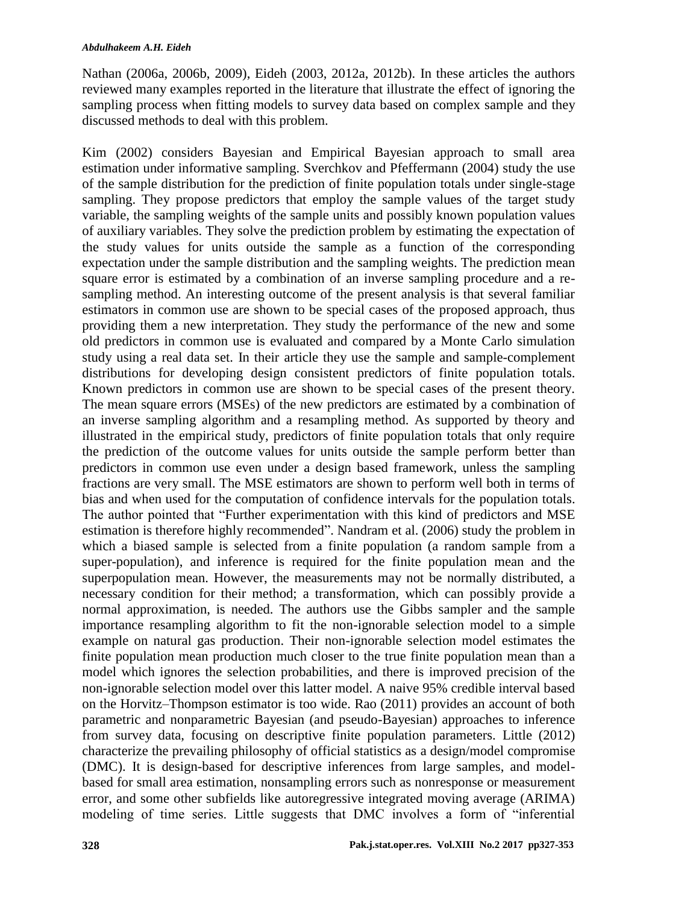Nathan (2006a, 2006b, 2009), Eideh (2003, 2012a, 2012b). In these articles the authors reviewed many examples reported in the literature that illustrate the effect of ignoring the sampling process when fitting models to survey data based on complex sample and they discussed methods to deal with this problem.

Kim (2002) considers Bayesian and Empirical Bayesian approach to small area estimation under informative sampling. Sverchkov and Pfeffermann (2004) study the use of the sample distribution for the prediction of finite population totals under single-stage sampling. They propose predictors that employ the sample values of the target study variable, the sampling weights of the sample units and possibly known population values of auxiliary variables. They solve the prediction problem by estimating the expectation of the study values for units outside the sample as a function of the corresponding expectation under the sample distribution and the sampling weights. The prediction mean square error is estimated by a combination of an inverse sampling procedure and a re-sampling method. An interesting outcome of the present analysis is that several familiar estimators in common use are shown to be special cases of the proposed approach, thus providing them a new interpretation. They study the performance of the new and some old predictors in common use is evaluated and compared by a Monte Carlo simulation study using a real data set. In their article they use the sample and sample-complement distributions for developing design consistent predictors of finite population totals. Known predictors in common use are shown to be special cases of the present theory. The mean square errors (MSEs) of the new predictors are estimated by a combination of an inverse sampling algorithm and a resampling method. As supported by theory and illustrated in the empirical study, predictors of finite population totals that only require the prediction of the outcome values for units outside the sample perform better than predictors in common use even under a design based framework, unless the sampling fractions are very small. The MSE estimators are shown to perform well both in terms of bias and when used for the computation of confidence intervals for the population totals. The author pointed that "Further experimentation with this kind of predictors and MSE estimation is therefore highly recommended". Nandram et al. (2006) study the problem in which a biased sample is selected from a finite population (a random sample from a super-population), and inference is required for the finite population mean and the superpopulation mean. However, the measurements may not be normally distributed, a necessary condition for their method; a transformation, which can possibly provide a normal approximation, is needed. The authors use the Gibbs sampler and the sample importance resampling algorithm to fit the non-ignorable selection model to a simple example on natural gas production. Their non-ignorable selection model estimates the finite population mean production much closer to the true finite population mean than a model which ignores the selection probabilities, and there is improved precision of the non-ignorable selection model over this latter model. A naive 95% credible interval based on the Horvitz–Thompson estimator is too wide. Rao (2011) provides an account of both parametric and nonparametric Bayesian (and pseudo-Bayesian) approaches to inference from survey data, focusing on descriptive finite population parameters. Little (2012) characterize the prevailing philosophy of official statistics as a design/model compromise (DMC). It is design-based for descriptive inferences from large samples, and model-based for small area estimation, nonsampling errors such as nonresponse or measurement error, and some other subfields like autoregressive integrated moving average (ARIMA) modeling of time series. Little suggests that DMC involves a form of "inferential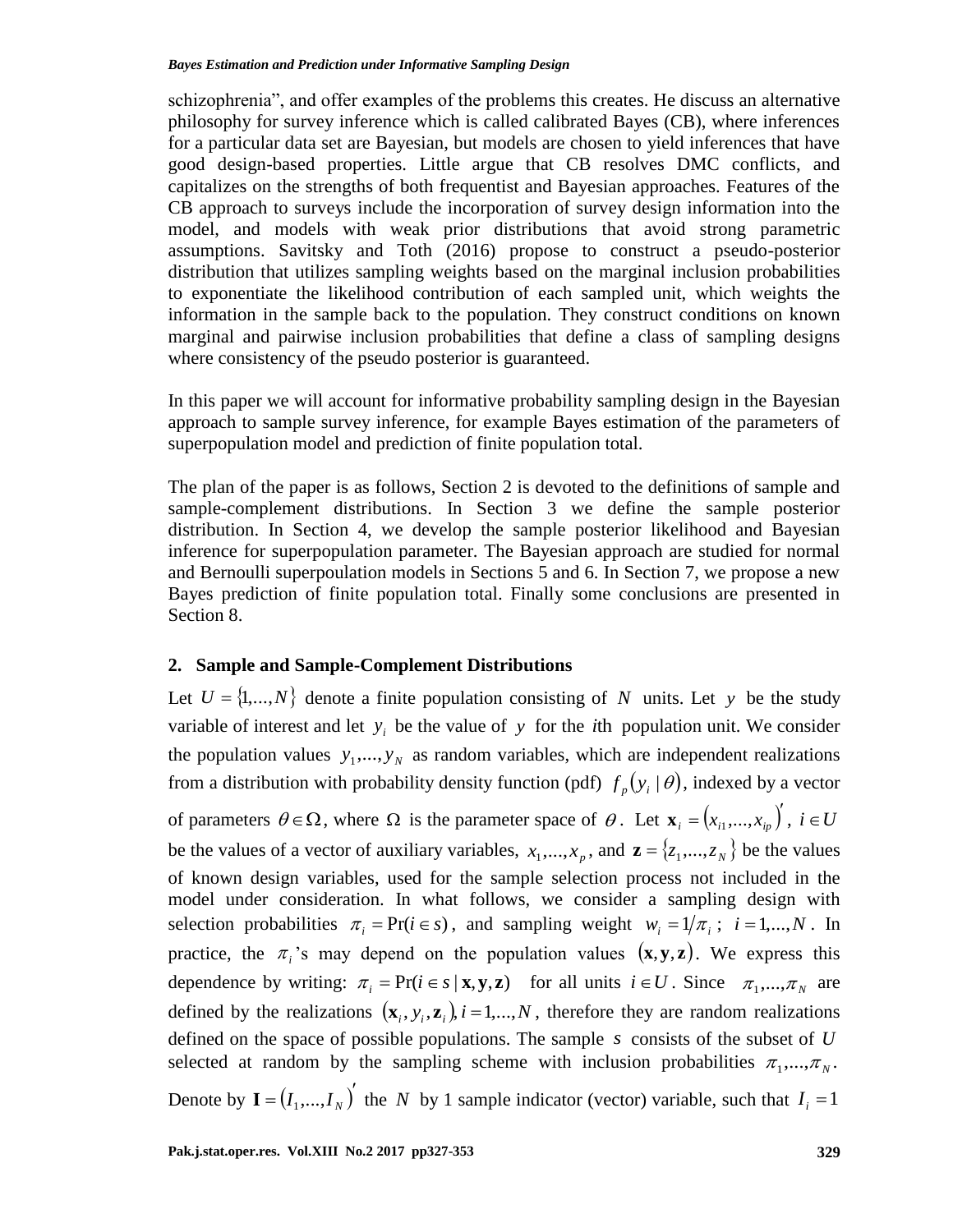schizophrenia", and offer examples of the problems this creates. He discuss an alternative philosophy for survey inference which is called calibrated Bayes (CB), where inferences for a particular data set are Bayesian, but models are chosen to yield inferences that have good design-based properties. Little argue that CB resolves DMC conflicts, and capitalizes on the strengths of both frequentist and Bayesian approaches. Features of the CB approach to surveys include the incorporation of survey design information into the model, and models with weak prior distributions that avoid strong parametric assumptions. Savitsky and Toth (2016) propose to construct a pseudo-posterior distribution that utilizes sampling weights based on the marginal inclusion probabilities to exponentiate the likelihood contribution of each sampled unit, which weights the information in the sample back to the population. They construct conditions on known marginal and pairwise inclusion probabilities that define a class of sampling designs where consistency of the pseudo posterior is guaranteed.

In this paper we will account for informative probability sampling design in the Bayesian approach to sample survey inference, for example Bayes estimation of the parameters of superpopulation model and prediction of finite population total.

The plan of the paper is as follows, Section 2 is devoted to the definitions of sample and sample-complement distributions. In Section 3 we define the sample posterior distribution. In Section 4, we develop the sample posterior likelihood and Bayesian inference for superpopulation parameter. The Bayesian approach are studied for normal and Bernoulli superpoulation models in Sections 5 and 6. In Section 7, we propose a new Bayes prediction of finite population total. Finally some conclusions are presented in Section 8.

## 2. Sample and Sample-Complement Distributions

Let $U = \{1,...,N\}$ denote a finite population consisting of $N$ units. Let $y$ be the study variable of interest and let $y_i$ be the value of $y$ for the $i$th population unit. We consider the population values $y_1,...,y_N$ as random variables, which are independent realizations from a distribution with probability density function (pdf) $f_p(y_i \mid \theta)$, indexed by a vector of parameters $\theta \in \Omega$, where $\Omega$ is the parameter space of $\theta$. Let $\mathbf{x}_i = (x_{i1},...,x_{ip})'$, $i \in U$ be the values of a vector of auxiliary variables, $x_1,...,x_p$, and $\mathbf{z} = \{z_1,...,z_N\}$ be the values of known design variables, used for the sample selection process not included in the model under consideration. In what follows, we consider a sampling design with selection probabilities $\pi_i = \Pr(i \in s)$, and sampling weight $w_i = 1/\pi_i$; $i = 1,...,N$. In practice, the $\pi_i$'s may depend on the population values $(\mathbf{x}, \mathbf{y}, \mathbf{z})$. We express this dependence by writing: $\pi_i = \Pr(i \in s \mid \mathbf{x}, \mathbf{y}, \mathbf{z})$ for all units $i \in U$. Since $\pi_1,...,\pi_N$ are defined by the realizations $(\mathbf{x}_i, y_i, \mathbf{z}_i), i = 1,...,N$, therefore they are random realizations defined on the space of possible populations. The sample $s$ consists of the subset of $U$ selected at random by the sampling scheme with inclusion probabilities $\pi_1,...,\pi_N$. Denote by $\mathbf{I} = (I_1,...,I_N)'$ the $N$ by 1 sample indicator (vector) variable, such that $I_i = 1$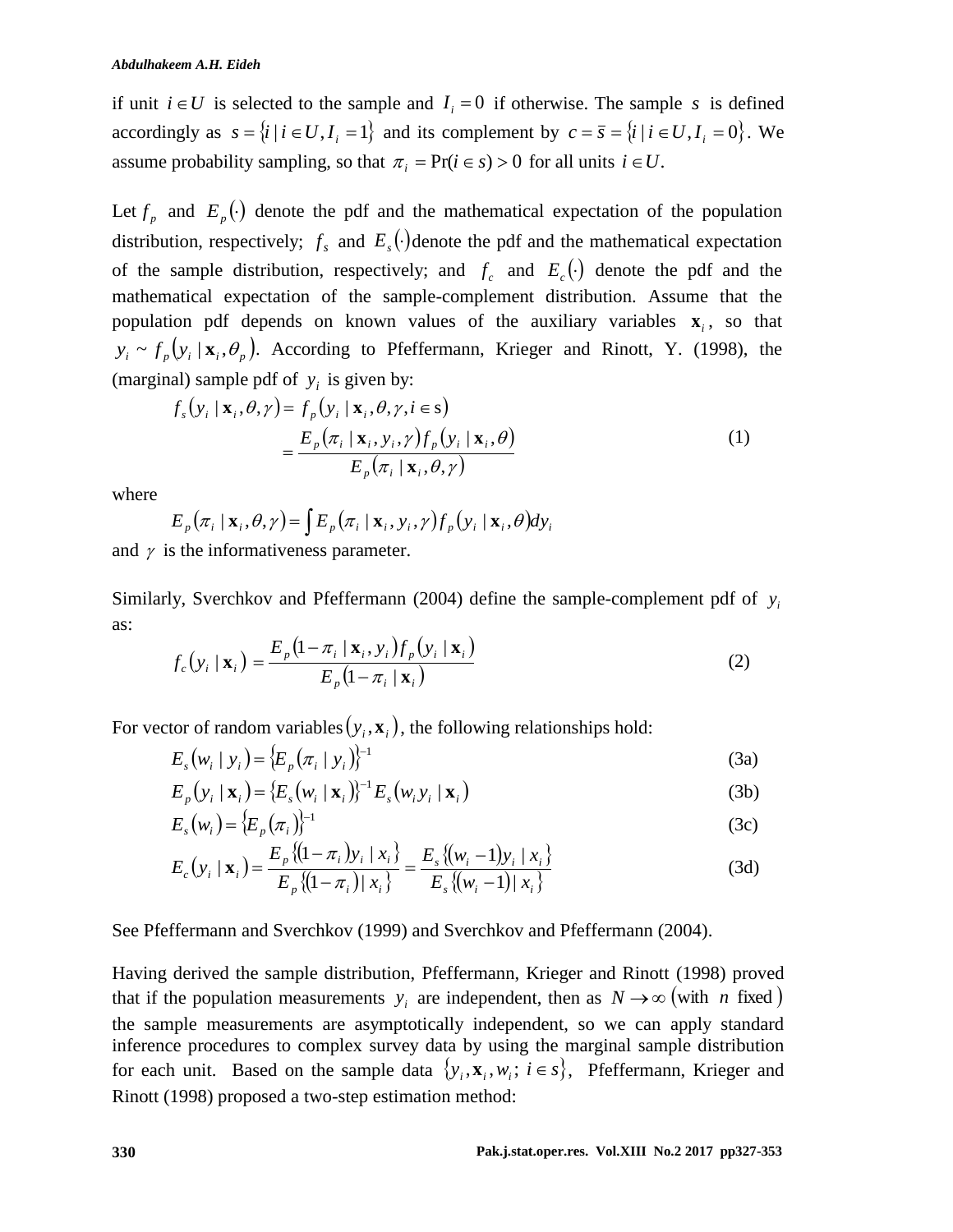if unit $i \in U$ is selected to the sample and $I_i = 0$ if otherwise. The sample $s$ is defined accordingly as $s = \{i \mid i \in U, I_i = 1\}$ and its complement by $c = \bar{s} = \{i \mid i \in U, I_i = 0\}$. We assume probability sampling, so that $\pi_i = \Pr(i \in s) > 0$ for all units $i \in U$.

Let $f_p$ and $E_p(\cdot)$ denote the pdf and the mathematical expectation of the population distribution, respectively; $f_s$ and $E_s(\cdot)$ denote the pdf and the mathematical expectation of the sample distribution, respectively; and $f_c$ and $E_c(\cdot)$ denote the pdf and the mathematical expectation of the sample-complement distribution. Assume that the population pdf depends on known values of the auxiliary variables $\mathbf{x}_i$, so that $y_i \sim f_p(y_i \mid \mathbf{x}_i, \theta_p)$. According to Pfeffermann, Krieger and Rinott, Y. (1998), the (marginal) sample pdf of $y_i$ is given by:

$$
\begin{aligned}
f_s(y_i \mid \mathbf{x}_i, \theta, \gamma) &= f_p(y_i \mid \mathbf{x}_i, \theta, \gamma, i \in \mathrm{s}) \\
&= \frac{E_p(\pi_i \mid \mathbf{x}_i, y_i, \gamma) f_p(y_i \mid \mathbf{x}_i, \theta)}{E_p(\pi_i \mid \mathbf{x}_i, \theta, \gamma)}
\end{aligned}
\tag{1}
$$

where

$$
E_p(\pi_i \mid \mathbf{x}_i, \theta, \gamma) = \int E_p(\pi_i \mid \mathbf{x}_i, y_i, \gamma) f_p(y_i \mid \mathbf{x}_i, \theta) dy_i
$$

and $\gamma$ is the informativeness parameter.

Similarly, Sverchkov and Pfeffermann (2004) define the sample-complement pdf of $y_i$ as:

$$
f_c(y_i \mid \mathbf{x}_i) = \frac{E_p(1 - \pi_i \mid \mathbf{x}_i, y_i) f_p(y_i \mid \mathbf{x}_i)}{E_p(1 - \pi_i \mid \mathbf{x}_i)}
\tag{2}
$$

For vector of random variables $(y_i, \mathbf{x}_i)$, the following relationships hold:

$$
E_s(w_i \mid y_i) = \{E_p(\pi_i \mid y_i)\}^{-1}
\tag{3a}
$$

$$
E_p(y_i \mid \mathbf{x}_i) = \{E_s(w_i \mid \mathbf{x}_i)\}^{-1} E_s(w_i y_i \mid \mathbf{x}_i)
\tag{3b}
$$

$$
E_s(w_i) = \{E_p(\pi_i)\}^{-1}
\tag{3c}
$$

$$
E_c(y_i \mid \mathbf{x}_i) = \frac{E_p\{(1 - \pi_i) y_i \mid x_i\}}{E_p\{(1 - \pi_i) \mid x_i\}} = \frac{E_s\{(w_i - 1) y_i \mid x_i\}}{E_s\{(w_i - 1) \mid x_i\}}
\tag{3d}
$$

See Pfeffermann and Sverchkov (1999) and Sverchkov and Pfeffermann (2004).

Having derived the sample distribution, Pfeffermann, Krieger and Rinott (1998) proved that if the population measurements $y_i$ are independent, then as $N \to \infty$ (with $n$ fixed) the sample measurements are asymptotically independent, so we can apply standard inference procedures to complex survey data by using the marginal sample distribution for each unit. Based on the sample data $\{y_i, \mathbf{x}_i, w_i;\ i \in s\}$, Pfeffermann, Krieger and Rinott (1998) proposed a two-step estimation method: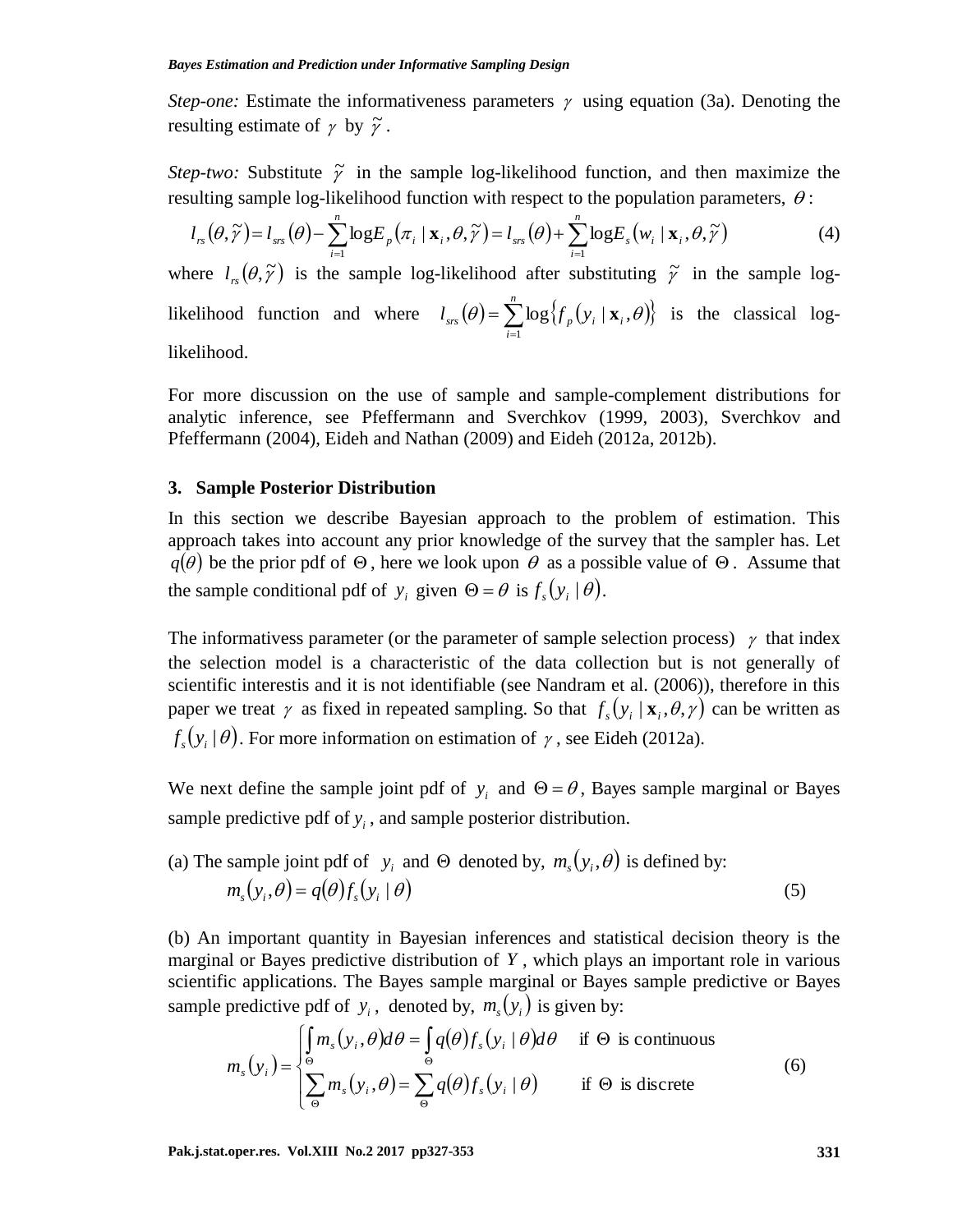*Step-one:* Estimate the informativeness parameters $\gamma$ using equation (3a). Denoting the resulting estimate of $\gamma$ by $\tilde{\gamma}$.

*Step-two:* Substitute $\tilde{\gamma}$ in the sample log-likelihood function, and then maximize the resulting sample log-likelihood function with respect to the population parameters, $\theta$:

$$l_{rs}(\theta,\tilde{\gamma}) = l_{srs}(\theta) - \sum_{i=1}^{n} \log E_p(\pi_i \mid \mathbf{x}_i, \theta, \tilde{\gamma}) = l_{srs}(\theta) + \sum_{i=1}^{n} \log E_s(w_i \mid \mathbf{x}_i, \theta, \tilde{\gamma}) \tag{4}$$

where $l_{rs}(\theta,\tilde{\gamma})$ is the sample log-likelihood after substituting $\tilde{\gamma}$ in the sample log-likelihood function and where $l_{srs}(\theta) = \sum_{i=1}^{n} \log\{f_p(y_i \mid \mathbf{x}_i, \theta)\}$ is the classical log-likelihood.

For more discussion on the use of sample and sample-complement distributions for analytic inference, see Pfeffermann and Sverchkov (1999, 2003), Sverchkov and Pfeffermann (2004), Eideh and Nathan (2009) and Eideh (2012a, 2012b).

### 3. Sample Posterior Distribution

In this section we describe Bayesian approach to the problem of estimation. This approach takes into account any prior knowledge of the survey that the sampler has. Let $q(\theta)$ be the prior pdf of $\Theta$, here we look upon $\theta$ as a possible value of $\Theta$. Assume that the sample conditional pdf of $y_i$ given $\Theta = \theta$ is $f_s(y_i \mid \theta)$.

The informativess parameter (or the parameter of sample selection process) $\gamma$ that index the selection model is a characteristic of the data collection but is not generally of scientific interestis and it is not identifiable (see Nandram et al. (2006)), therefore in this paper we treat $\gamma$ as fixed in repeated sampling. So that $f_s(y_i \mid \mathbf{x}_i, \theta, \gamma)$ can be written as $f_s(y_i \mid \theta)$. For more information on estimation of $\gamma$, see Eideh (2012a).

We next define the sample joint pdf of $y_i$ and $\Theta = \theta$, Bayes sample marginal or Bayes sample predictive pdf of $y_i$, and sample posterior distribution.

(a) The sample joint pdf of $y_i$ and $\Theta$ denoted by, $m_s(y_i,\theta)$ is defined by:

$$m_s(y_i,\theta) = q(\theta) f_s(y_i \mid \theta) \tag{5}$$

(b) An important quantity in Bayesian inferences and statistical decision theory is the marginal or Bayes predictive distribution of $Y$, which plays an important role in various scientific applications. The Bayes sample marginal or Bayes sample predictive or Bayes sample predictive pdf of $y_i$, denoted by, $m_s(y_i)$ is given by:

$$m_s(y_i) = \begin{cases} \int_{\Theta} m_s(y_i,\theta)d\theta = \int_{\Theta} q(\theta) f_s(y_i \mid \theta)d\theta & \text{if } \Theta \text{ is continuous} \\ \sum_{\Theta} m_s(y_i,\theta) = \sum_{\Theta} q(\theta) f_s(y_i \mid \theta) & \text{if } \Theta \text{ is discrete} \end{cases} \tag{6}$$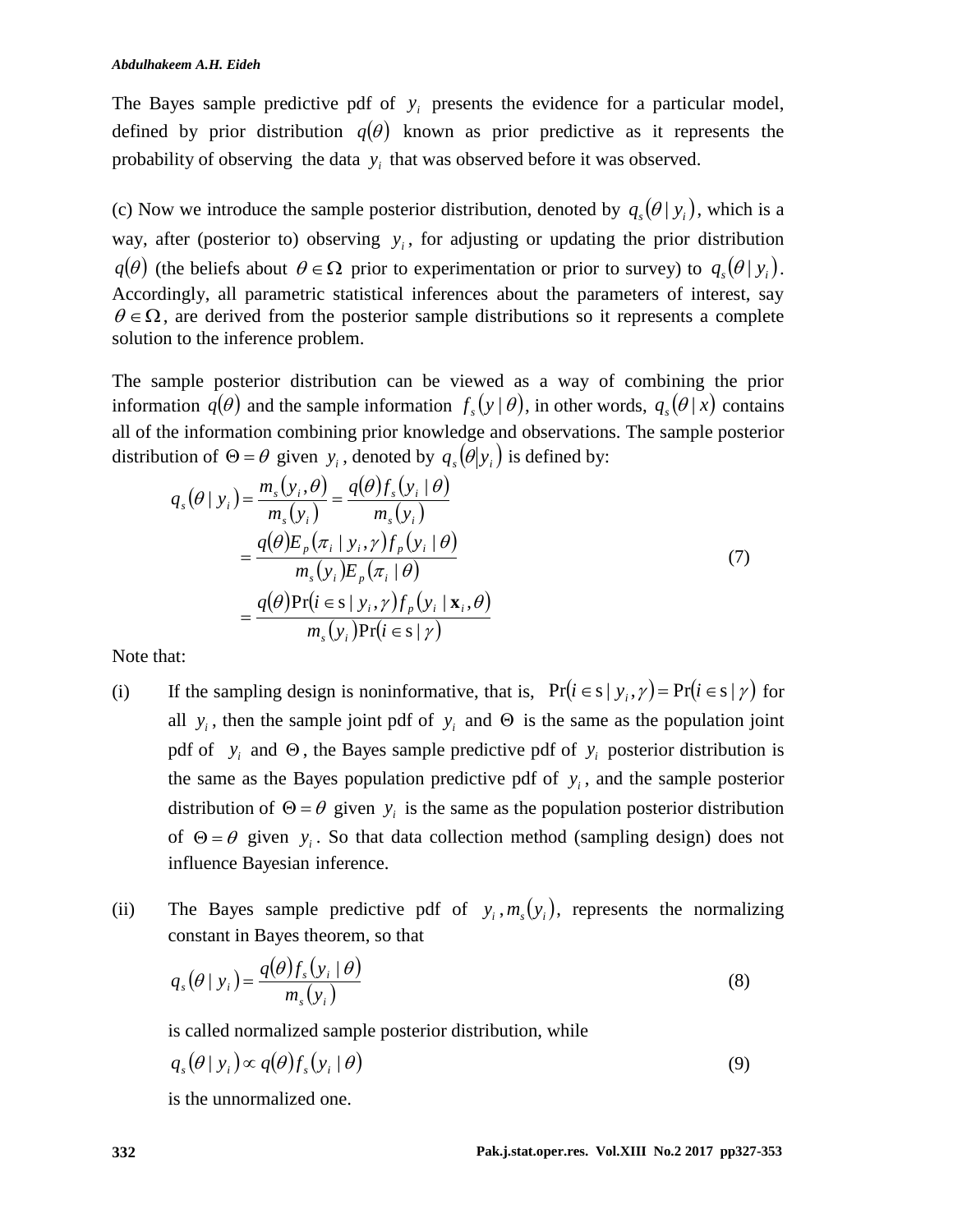The Bayes sample predictive pdf of $y_i$ presents the evidence for a particular model, defined by prior distribution $q(\theta)$ known as prior predictive as it represents the probability of observing the data $y_i$ that was observed before it was observed.

(c) Now we introduce the sample posterior distribution, denoted by $q_s(\theta \mid y_i)$, which is a way, after (posterior to) observing $y_i$, for adjusting or updating the prior distribution $q(\theta)$ (the beliefs about $\theta \in \Omega$ prior to experimentation or prior to survey) to $q_s(\theta \mid y_i)$. Accordingly, all parametric statistical inferences about the parameters of interest, say $\theta \in \Omega$, are derived from the posterior sample distributions so it represents a complete solution to the inference problem.

The sample posterior distribution can be viewed as a way of combining the prior information $q(\theta)$ and the sample information $f_s(y \mid \theta)$, in other words, $q_s(\theta \mid x)$ contains all of the information combining prior knowledge and observations. The sample posterior distribution of $\Theta = \theta$ given $y_i$, denoted by $q_s(\theta \mid y_i)$ is defined by:

$$
\begin{aligned}
q_s(\theta \mid y_i) &= \frac{m_s(y_i, \theta)}{m_s(y_i)} = \frac{q(\theta) f_s(y_i \mid \theta)}{m_s(y_i)} \\
&= \frac{q(\theta) E_p(\pi_i \mid y_i, \gamma) f_p(y_i \mid \theta)}{m_s(y_i) E_p(\pi_i \mid \theta)} \\
&= \frac{q(\theta) \Pr(i \in \mathrm{s} \mid y_i, \gamma) f_p(y_i \mid \mathbf{x}_i, \theta)}{m_s(y_i) \Pr(i \in \mathrm{s} \mid \gamma)}
\end{aligned}
\tag{7}
$$

Note that:

(i) If the sampling design is noninformative, that is, $\Pr(i \in \mathrm{s} \mid y_i, \gamma) = \Pr(i \in \mathrm{s} \mid \gamma)$ for all $y_i$, then the sample joint pdf of $y_i$ and $\Theta$ is the same as the population joint pdf of $y_i$ and $\Theta$, the Bayes sample predictive pdf of $y_i$ posterior distribution is the same as the Bayes population predictive pdf of $y_i$, and the sample posterior distribution of $\Theta = \theta$ given $y_i$ is the same as the population posterior distribution of $\Theta = \theta$ given $y_i$. So that data collection method (sampling design) does not influence Bayesian inference.

(ii) The Bayes sample predictive pdf of $y_i, m_s(y_i)$, represents the normalizing constant in Bayes theorem, so that

$$
q_s(\theta \mid y_i) = \frac{q(\theta) f_s(y_i \mid \theta)}{m_s(y_i)}
\tag{8}
$$

is called normalized sample posterior distribution, while

$$
q_s(\theta \mid y_i) \propto q(\theta) f_s(y_i \mid \theta)
\tag{9}
$$

is the unnormalized one.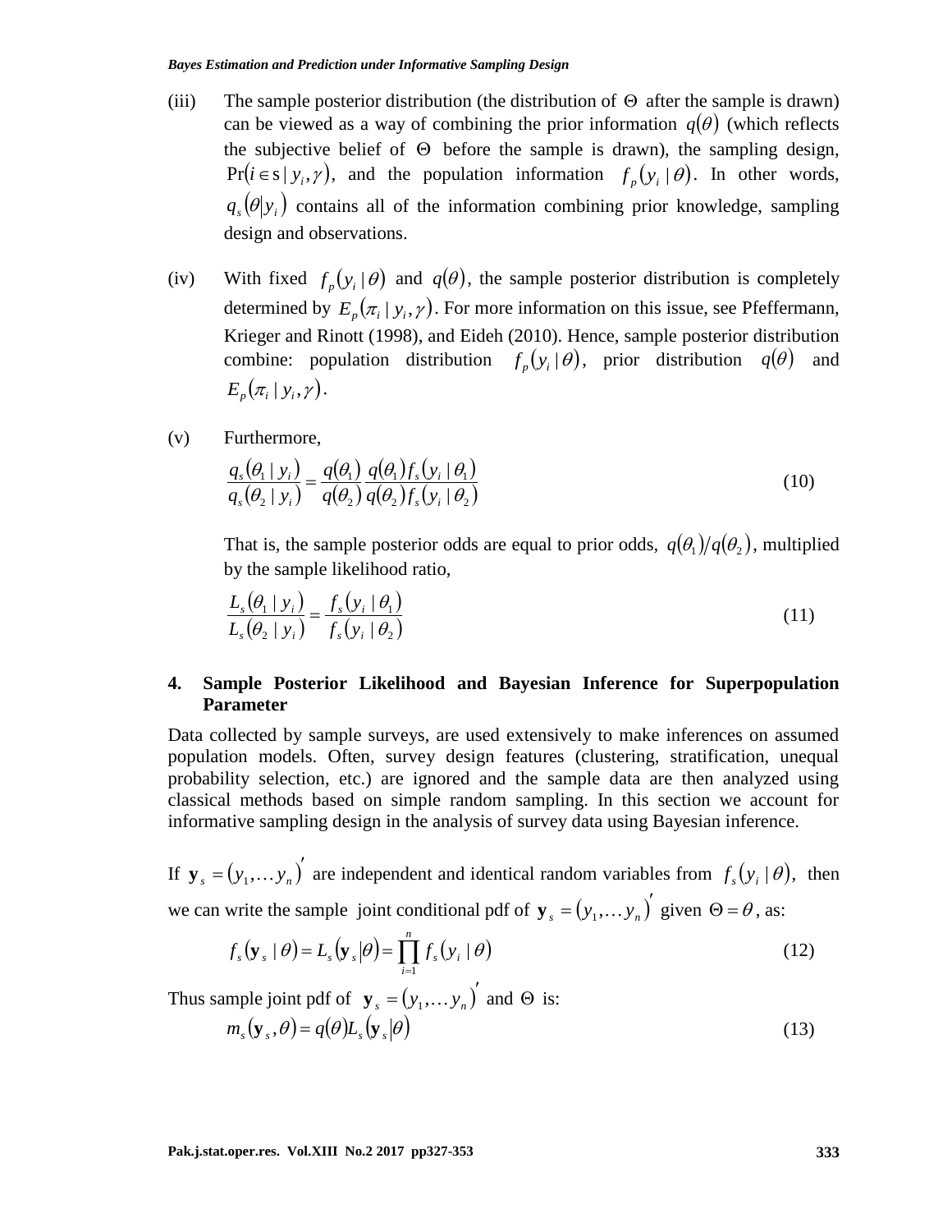(iii) The sample posterior distribution (the distribution of $\Theta$ after the sample is drawn) can be viewed as a way of combining the prior information $q(\theta)$ (which reflects the subjective belief of $\Theta$ before the sample is drawn), the sampling design, $\Pr(i \in s \mid y_i, \gamma)$, and the population information $f_p(y_i \mid \theta)$. In other words, $q_s(\theta \mid y_i)$ contains all of the information combining prior knowledge, sampling design and observations.

(iv) With fixed $f_p(y_i \mid \theta)$ and $q(\theta)$, the sample posterior distribution is completely determined by $E_p(\pi_i \mid y_i, \gamma)$. For more information on this issue, see Pfeffermann, Krieger and Rinott (1998), and Eideh (2010). Hence, sample posterior distribution combine: population distribution $f_p(y_i \mid \theta)$, prior distribution $q(\theta)$ and $E_p(\pi_i \mid y_i, \gamma)$.

(v) Furthermore,

$$\frac{q_s(\theta_1 \mid y_i)}{q_s(\theta_2 \mid y_i)} = \frac{q(\theta_1)}{q(\theta_2)} \frac{q(\theta_1) f_s(y_i \mid \theta_1)}{q(\theta_2) f_s(y_i \mid \theta_2)} \tag{10}$$

That is, the sample posterior odds are equal to prior odds, $q(\theta_1)/q(\theta_2)$, multiplied by the sample likelihood ratio,

$$\frac{L_s(\theta_1 \mid y_i)}{L_s(\theta_2 \mid y_i)} = \frac{f_s(y_i \mid \theta_1)}{f_s(y_i \mid \theta_2)} \tag{11}$$

## 4. Sample Posterior Likelihood and Bayesian Inference for Superpopulation Parameter

Data collected by sample surveys, are used extensively to make inferences on assumed population models. Often, survey design features (clustering, stratification, unequal probability selection, etc.) are ignored and the sample data are then analyzed using classical methods based on simple random sampling. In this section we account for informative sampling design in the analysis of survey data using Bayesian inference.

If $\mathbf{y}_s = (y_1, \dots y_n)'$ are independent and identical random variables from $f_s(y_i \mid \theta)$, then we can write the sample joint conditional pdf of $\mathbf{y}_s = (y_1, \dots y_n)'$ given $\Theta = \theta$, as:

$$f_s(\mathbf{y}_s \mid \theta) = L_s(\mathbf{y}_s \mid \theta) = \prod_{i=1}^{n} f_s(y_i \mid \theta) \tag{12}$$

Thus sample joint pdf of $\mathbf{y}_s = (y_1, \dots y_n)'$ and $\Theta$ is:

$$m_s(\mathbf{y}_s, \theta) = q(\theta) L_s(\mathbf{y}_s \mid \theta) \tag{13}$$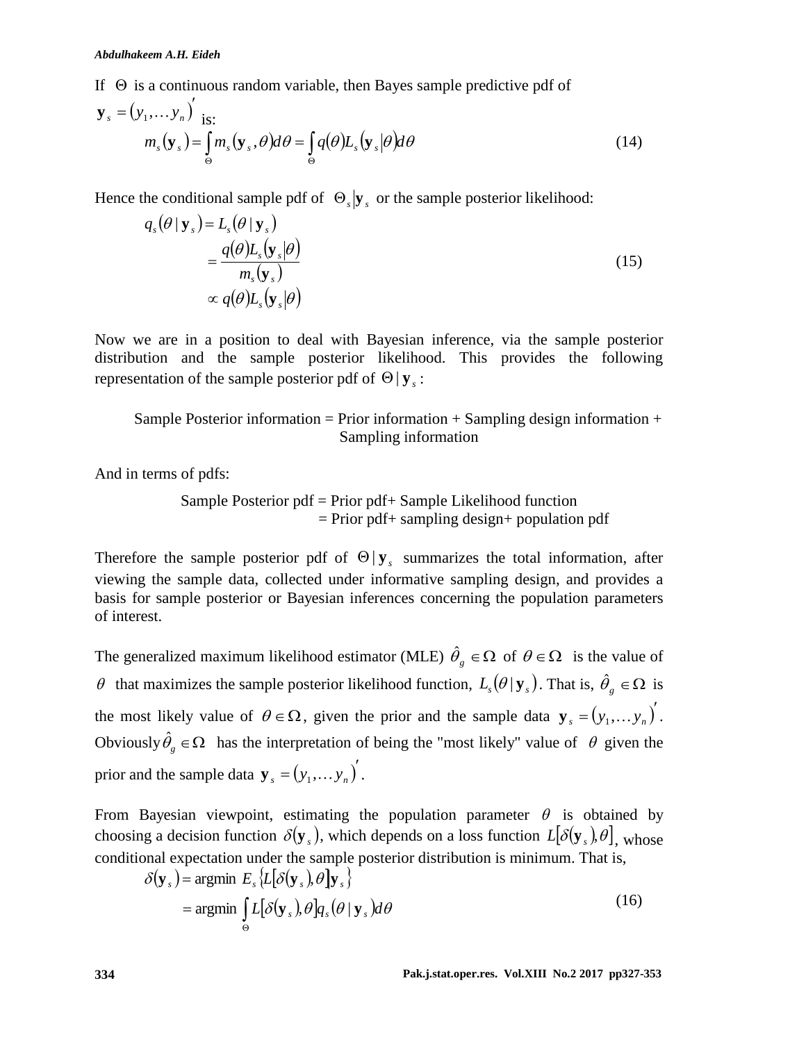If $\Theta$ is a continuous random variable, then Bayes sample predictive pdf of $\mathbf{y}_s = (y_1, \ldots y_n)'$ is:

$$m_s(\mathbf{y}_s) = \int_\Theta m_s(\mathbf{y}_s, \theta) d\theta = \int_\Theta q(\theta) L_s(\mathbf{y}_s | \theta) d\theta \tag{14}$$

Hence the conditional sample pdf of $\Theta_s | \mathbf{y}_s$ or the sample posterior likelihood:

$$\begin{aligned} q_s(\theta \mid \mathbf{y}_s) &= L_s(\theta \mid \mathbf{y}_s) \\ &= \frac{q(\theta) L_s(\mathbf{y}_s | \theta)}{m_s(\mathbf{y}_s)} \\ &\propto q(\theta) L_s(\mathbf{y}_s | \theta) \end{aligned} \tag{15}$$

Now we are in a position to deal with Bayesian inference, via the sample posterior distribution and the sample posterior likelihood. This provides the following representation of the sample posterior pdf of $\Theta \mid \mathbf{y}_s$:

Sample Posterior information = Prior information + Sampling design information + Sampling information

And in terms of pdfs:

Sample Posterior pdf = Prior pdf+ Sample Likelihood function
= Prior pdf+ sampling design+ population pdf

Therefore the sample posterior pdf of $\Theta \mid \mathbf{y}_s$ summarizes the total information, after viewing the sample data, collected under informative sampling design, and provides a basis for sample posterior or Bayesian inferences concerning the population parameters of interest.

The generalized maximum likelihood estimator (MLE) $\hat{\theta}_g \in \Omega$ of $\theta \in \Omega$ is the value of $\theta$ that maximizes the sample posterior likelihood function, $L_s(\theta \mid \mathbf{y}_s)$. That is, $\hat{\theta}_g \in \Omega$ is the most likely value of $\theta \in \Omega$, given the prior and the sample data $\mathbf{y}_s = (y_1, \ldots y_n)'$. Obviously $\hat{\theta}_g \in \Omega$ has the interpretation of being the "most likely" value of $\theta$ given the prior and the sample data $\mathbf{y}_s = (y_1, \ldots y_n)'$.

From Bayesian viewpoint, estimating the population parameter $\theta$ is obtained by choosing a decision function $\delta(\mathbf{y}_s)$, which depends on a loss function $L[\delta(\mathbf{y}_s), \theta]$, whose conditional expectation under the sample posterior distribution is minimum. That is,

$$\begin{aligned} \delta(\mathbf{y}_s) &= \text{argmin } E_s\{L[\delta(\mathbf{y}_s), \theta] \mathbf{y}_s\} \\ &= \text{argmin } \int_\Theta L[\delta(\mathbf{y}_s), \theta] q_s(\theta \mid \mathbf{y}_s) d\theta \end{aligned} \tag{16}$$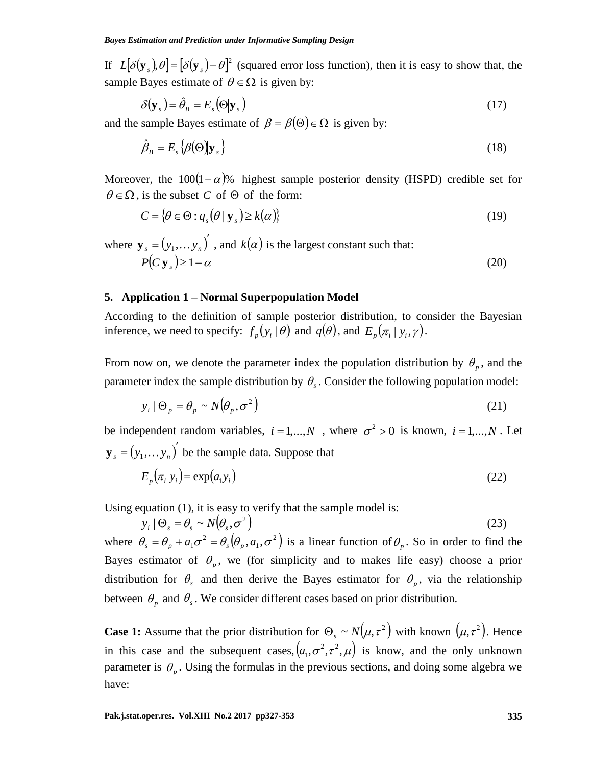If $L[\delta(\mathbf{y}_s), \theta] = [\delta(\mathbf{y}_s) - \theta]^2$ (squared error loss function), then it is easy to show that, the sample Bayes estimate of $\theta \in \Omega$ is given by:

$$\delta(\mathbf{y}_s) = \hat{\theta}_B = E_s(\Theta | \mathbf{y}_s) \tag{17}$$

and the sample Bayes estimate of $\beta = \beta(\Theta) \in \Omega$ is given by:

$$\hat{\beta}_B = E_s\{\beta(\Theta) | \mathbf{y}_s\} \tag{18}$$

Moreover, the $100(1-\alpha)\%$ highest sample posterior density (HSPD) credible set for $\theta \in \Omega$, is the subset $C$ of $\Theta$ of the form:

$$C = \{\theta \in \Theta : q_s(\theta | \mathbf{y}_s) \geq k(\alpha)\} \tag{19}$$

where $\mathbf{y}_s = (y_1, \ldots y_n)'$, and $k(\alpha)$ is the largest constant such that:

$$P(C | \mathbf{y}_s) \geq 1 - \alpha \tag{20}$$

## 5. Application 1 – Normal Superpopulation Model

According to the definition of sample posterior distribution, to consider the Bayesian inference, we need to specify: $f_p(y_i | \theta)$ and $q(\theta)$, and $E_p(\pi_i | y_i, \gamma)$.

From now on, we denote the parameter index the population distribution by $\theta_p$, and the parameter index the sample distribution by $\theta_s$. Consider the following population model:

$$y_i | \Theta_p = \theta_p \sim N(\theta_p, \sigma^2) \tag{21}$$

be independent random variables, $i = 1, \ldots, N$, where $\sigma^2 > 0$ is known, $i = 1, \ldots, N$. Let $\mathbf{y}_s = (y_1, \ldots y_n)'$ be the sample data. Suppose that

$$E_p(\pi_i | y_i) = \exp(a_1 y_i) \tag{22}$$

Using equation (1), it is easy to verify that the sample model is:

$$y_i | \Theta_s = \theta_s \sim N(\theta_s, \sigma^2) \tag{23}$$

where $\theta_s = \theta_p + a_1 \sigma^2 = \theta_s(\theta_p, a_1, \sigma^2)$ is a linear function of $\theta_p$. So in order to find the Bayes estimator of $\theta_p$, we (for simplicity and to makes life easy) choose a prior distribution for $\theta_s$ and then derive the Bayes estimator for $\theta_p$, via the relationship between $\theta_p$ and $\theta_s$. We consider different cases based on prior distribution.

**Case 1:** Assume that the prior distribution for $\Theta_s \sim N(\mu, \tau^2)$ with known $(\mu, \tau^2)$. Hence in this case and the subsequent cases, $(a_1, \sigma^2, \tau^2, \mu)$ is know, and the only unknown parameter is $\theta_p$. Using the formulas in the previous sections, and doing some algebra we have: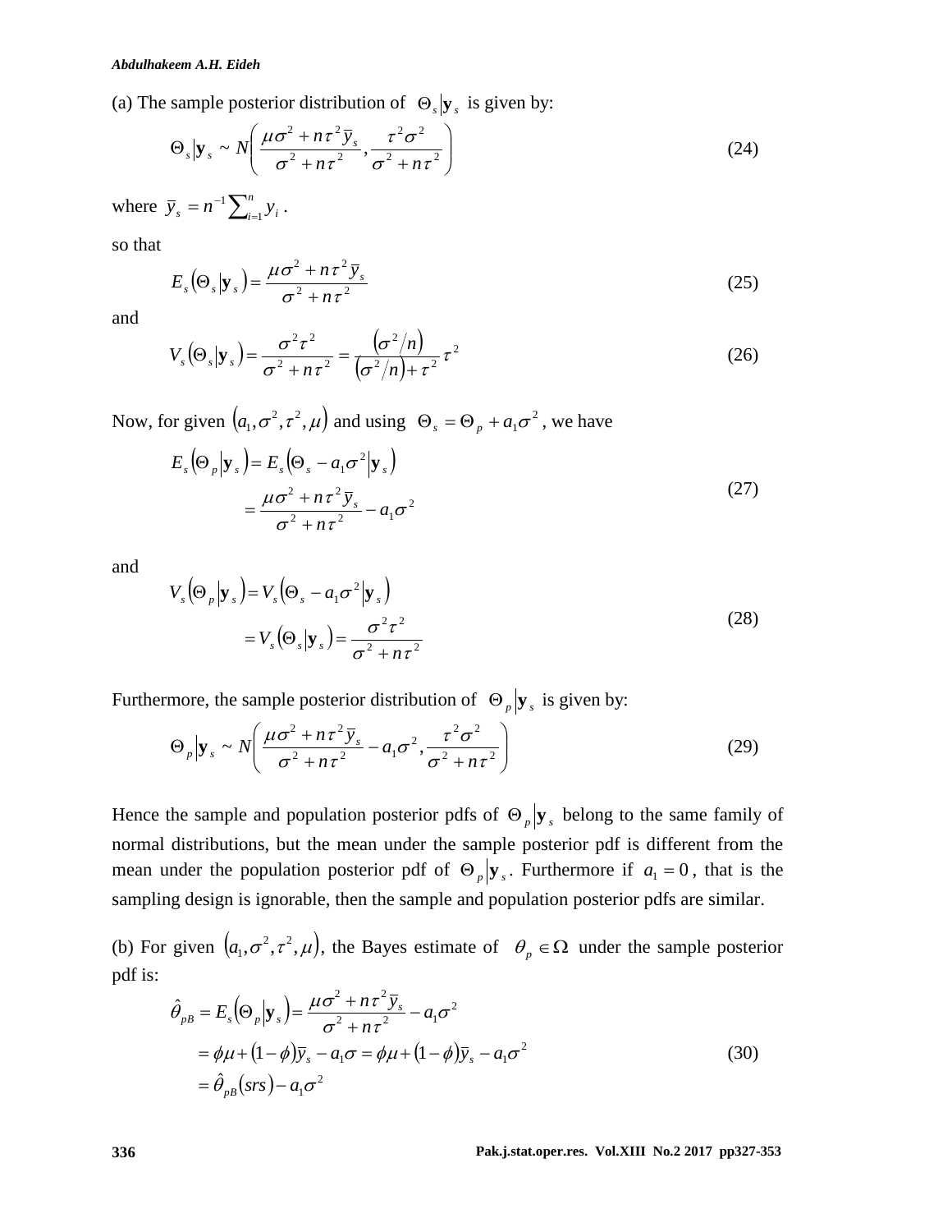(a) The sample posterior distribution of $\Theta_s \left| \mathbf{y}_s \right.$ is given by:

$$\Theta_s \left| \mathbf{y}_s \right. \sim N\left( \frac{\mu\sigma^2 + n\tau^2 \bar{y}_s}{\sigma^2 + n\tau^2}, \frac{\tau^2\sigma^2}{\sigma^2 + n\tau^2} \right) \tag{24}$$

where $\bar{y}_s = n^{-1}\sum_{i=1}^{n} y_i$ .

so that

$$E_s\left(\Theta_s \left| \mathbf{y}_s \right.\right) = \frac{\mu\sigma^2 + n\tau^2 \bar{y}_s}{\sigma^2 + n\tau^2} \tag{25}$$

and

$$V_s\left(\Theta_s \left| \mathbf{y}_s \right.\right) = \frac{\sigma^2\tau^2}{\sigma^2 + n\tau^2} = \frac{\left(\sigma^2/n\right)}{\left(\sigma^2/n\right) + \tau^2}\tau^2 \tag{26}$$

Now, for given $\left(a_1, \sigma^2, \tau^2, \mu\right)$ and using $\Theta_s = \Theta_p + a_1\sigma^2$ , we have

$$\begin{aligned} E_s\left(\Theta_p \left| \mathbf{y}_s \right.\right) &= E_s\left(\Theta_s - a_1\sigma^2 \left| \mathbf{y}_s \right.\right) \\ &= \frac{\mu\sigma^2 + n\tau^2 \bar{y}_s}{\sigma^2 + n\tau^2} - a_1\sigma^2 \end{aligned} \tag{27}$$

and

$$\begin{aligned} V_s\left(\Theta_p \left| \mathbf{y}_s \right.\right) &= V_s\left(\Theta_s - a_1\sigma^2 \left| \mathbf{y}_s \right.\right) \\ &= V_s\left(\Theta_s \left| \mathbf{y}_s \right.\right) = \frac{\sigma^2\tau^2}{\sigma^2 + n\tau^2} \end{aligned} \tag{28}$$

Furthermore, the sample posterior distribution of $\Theta_p \left| \mathbf{y}_s \right.$ is given by:

$$\Theta_p \left| \mathbf{y}_s \right. \sim N\left( \frac{\mu\sigma^2 + n\tau^2 \bar{y}_s}{\sigma^2 + n\tau^2} - a_1\sigma^2, \frac{\tau^2\sigma^2}{\sigma^2 + n\tau^2} \right) \tag{29}$$

Hence the sample and population posterior pdfs of $\Theta_p \left| \mathbf{y}_s \right.$ belong to the same family of normal distributions, but the mean under the sample posterior pdf is different from the mean under the population posterior pdf of $\Theta_p \left| \mathbf{y}_s \right.$. Furthermore if $a_1 = 0$ , that is the sampling design is ignorable, then the sample and population posterior pdfs are similar.

(b) For given $\left(a_1, \sigma^2, \tau^2, \mu\right)$, the Bayes estimate of $\theta_p \in \Omega$ under the sample posterior pdf is:

$$\begin{aligned} \hat{\theta}_{pB} &= E_s\left(\Theta_p \left| \mathbf{y}_s \right.\right) = \frac{\mu\sigma^2 + n\tau^2 \bar{y}_s}{\sigma^2 + n\tau^2} - a_1\sigma^2 \\ &= \phi\mu + (1-\phi)\bar{y}_s - a_1\sigma = \phi\mu + (1-\phi)\bar{y}_s - a_1\sigma^2 \\ &= \hat{\theta}_{pB}(srs) - a_1\sigma^2 \end{aligned} \tag{30}$$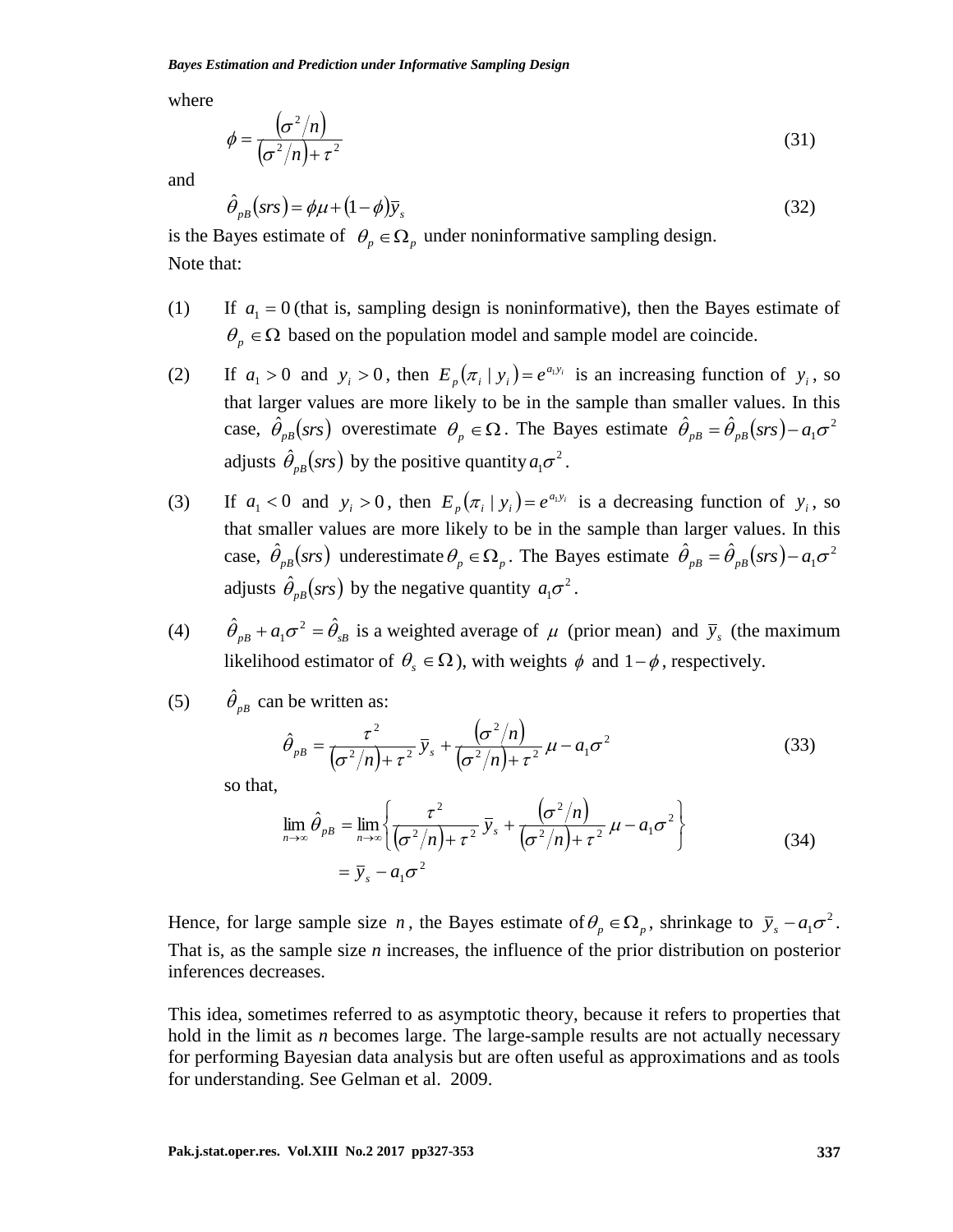where

$$\phi = \frac{\left(\sigma^2/n\right)}{\left(\sigma^2/n\right) + \tau^2} \tag{31}$$

and

$$\hat{\theta}_{pB}(srs) = \phi\mu + (1-\phi)\bar{y}_s \tag{32}$$

is the Bayes estimate of $\theta_p \in \Omega_p$ under noninformative sampling design.

Note that:

(1) If $a_1 = 0$ (that is, sampling design is noninformative), then the Bayes estimate of $\theta_p \in \Omega$ based on the population model and sample model are coincide.

(2) If $a_1 > 0$ and $y_i > 0$, then $E_p(\pi_i \mid y_i) = e^{a_1 y_i}$ is an increasing function of $y_i$, so that larger values are more likely to be in the sample than smaller values. In this case, $\hat{\theta}_{pB}(srs)$ overestimate $\theta_p \in \Omega$. The Bayes estimate $\hat{\theta}_{pB} = \hat{\theta}_{pB}(srs) - a_1\sigma^2$ adjusts $\hat{\theta}_{pB}(srs)$ by the positive quantity $a_1\sigma^2$.

(3) If $a_1 < 0$ and $y_i > 0$, then $E_p(\pi_i \mid y_i) = e^{a_1 y_i}$ is a decreasing function of $y_i$, so that smaller values are more likely to be in the sample than larger values. In this case, $\hat{\theta}_{pB}(srs)$ underestimate $\theta_p \in \Omega_p$. The Bayes estimate $\hat{\theta}_{pB} = \hat{\theta}_{pB}(srs) - a_1\sigma^2$ adjusts $\hat{\theta}_{pB}(srs)$ by the negative quantity $a_1\sigma^2$.

(4) $\hat{\theta}_{pB} + a_1\sigma^2 = \hat{\theta}_{sB}$ is a weighted average of $\mu$ (prior mean) and $\bar{y}_s$ (the maximum likelihood estimator of $\theta_s \in \Omega$), with weights $\phi$ and $1-\phi$, respectively.

(5) $\hat{\theta}_{pB}$ can be written as:

$$\hat{\theta}_{pB} = \frac{\tau^2}{\left(\sigma^2/n\right) + \tau^2}\,\bar{y}_s + \frac{\left(\sigma^2/n\right)}{\left(\sigma^2/n\right) + \tau^2}\,\mu - a_1\sigma^2 \tag{33}$$

so that,

$$\begin{aligned}\lim_{n\to\infty} \hat{\theta}_{pB} &= \lim_{n\to\infty}\left\{\frac{\tau^2}{\left(\sigma^2/n\right) + \tau^2}\,\bar{y}_s + \frac{\left(\sigma^2/n\right)}{\left(\sigma^2/n\right) + \tau^2}\,\mu - a_1\sigma^2\right\} \\ &= \bar{y}_s - a_1\sigma^2\end{aligned} \tag{34}$$

Hence, for large sample size $n$, the Bayes estimate of $\theta_p \in \Omega_p$, shrinkage to $\bar{y}_s - a_1\sigma^2$. That is, as the sample size *n* increases, the influence of the prior distribution on posterior inferences decreases.

This idea, sometimes referred to as asymptotic theory, because it refers to properties that hold in the limit as *n* becomes large. The large-sample results are not actually necessary for performing Bayesian data analysis but are often useful as approximations and as tools for understanding. See Gelman et al. 2009.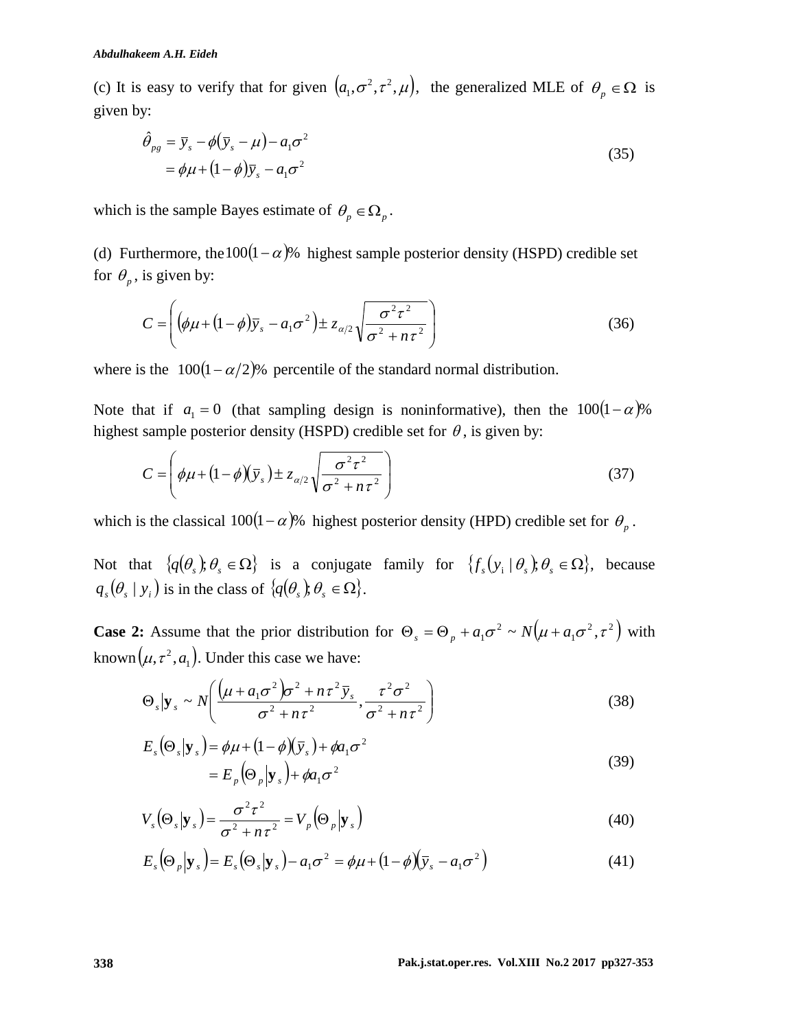(c) It is easy to verify that for given $\left(a_1, \sigma^2, \tau^2, \mu\right)$, the generalized MLE of $\theta_p \in \Omega$ is given by:

$$
\begin{aligned}
\hat{\theta}_{pg} &= \bar{y}_s - \phi(\bar{y}_s - \mu) - a_1\sigma^2 \\
&= \phi\mu + (1-\phi)\bar{y}_s - a_1\sigma^2
\end{aligned}
\tag{35}
$$

which is the sample Bayes estimate of $\theta_p \in \Omega_p$.

(d) Furthermore, the $100(1-\alpha)\%$ highest sample posterior density (HSPD) credible set for $\theta_p$, is given by:

$$
C = \left( \left(\phi\mu + (1-\phi)\bar{y}_s - a_1\sigma^2\right) \pm z_{\alpha/2}\sqrt{\frac{\sigma^2\tau^2}{\sigma^2 + n\tau^2}} \right) \tag{36}
$$

where is the $100(1-\alpha/2)\%$ percentile of the standard normal distribution.

Note that if $a_1 = 0$ (that sampling design is noninformative), then the $100(1-\alpha)\%$ highest sample posterior density (HSPD) credible set for $\theta$, is given by:

$$
C = \left( \phi\mu + (1-\phi)(\bar{y}_s) \pm z_{\alpha/2}\sqrt{\frac{\sigma^2\tau^2}{\sigma^2 + n\tau^2}} \right) \tag{37}
$$

which is the classical $100(1-\alpha)\%$ highest posterior density (HPD) credible set for $\theta_p$.

Not that $\{q(\theta_s); \theta_s \in \Omega\}$ is a conjugate family for $\{f_s(y_i \mid \theta_s); \theta_s \in \Omega\}$, because $q_s(\theta_s \mid y_i)$ is in the class of $\{q(\theta_s); \theta_s \in \Omega\}$.

**Case 2:** Assume that the prior distribution for $\Theta_s = \Theta_p + a_1\sigma^2 \sim N\left(\mu + a_1\sigma^2, \tau^2\right)$ with known $\left(\mu, \tau^2, a_1\right)$. Under this case we have:

$$
\Theta_s \middle| \mathbf{y}_s \sim N\left( \frac{\left(\mu + a_1\sigma^2\right)\sigma^2 + n\tau^2\bar{y}_s}{\sigma^2 + n\tau^2}, \frac{\tau^2\sigma^2}{\sigma^2 + n\tau^2} \right) \tag{38}
$$

$$
\begin{aligned}
E_s\left(\Theta_s \middle| \mathbf{y}_s\right) &= \phi\mu + (1-\phi)(\bar{y}_s) + \phi a_1\sigma^2 \\
&= E_p\left(\Theta_p \middle| \mathbf{y}_s\right) + \phi a_1\sigma^2
\end{aligned}
\tag{39}
$$

$$
V_s\left(\Theta_s \middle| \mathbf{y}_s\right) = \frac{\sigma^2\tau^2}{\sigma^2 + n\tau^2} = V_p\left(\Theta_p \middle| \mathbf{y}_s\right) \tag{40}
$$

$$
E_s\left(\Theta_p \middle| \mathbf{y}_s\right) = E_s\left(\Theta_s \middle| \mathbf{y}_s\right) - a_1\sigma^2 = \phi\mu + (1-\phi)\left(\bar{y}_s - a_1\sigma^2\right) \tag{41}
$$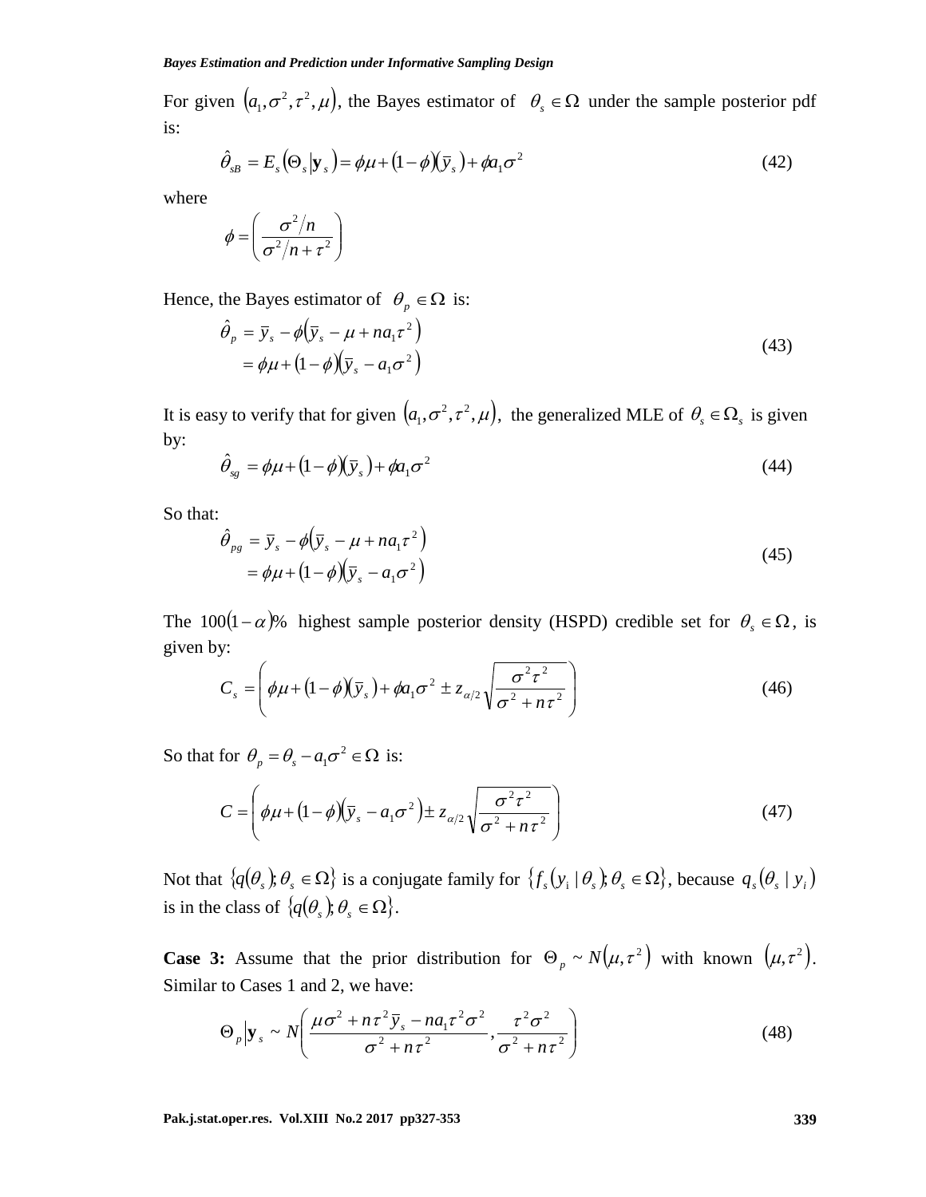For given $(a_1, \sigma^2, \tau^2, \mu)$, the Bayes estimator of $\theta_s \in \Omega$ under the sample posterior pdf is:

$$\hat{\theta}_{sB} = E_s(\Theta_s | \mathbf{y}_s) = \phi\mu + (1-\phi)(\bar{y}_s) + \phi a_1 \sigma^2 \tag{42}$$

where

$$\phi = \left( \frac{\sigma^2 / n}{\sigma^2 / n + \tau^2} \right)$$

Hence, the Bayes estimator of $\theta_p \in \Omega$ is:

$$\begin{aligned} \hat{\theta}_p &= \bar{y}_s - \phi(\bar{y}_s - \mu + n a_1 \tau^2) \\ &= \phi\mu + (1-\phi)(\bar{y}_s - a_1 \sigma^2) \end{aligned} \tag{43}$$

It is easy to verify that for given $(a_1, \sigma^2, \tau^2, \mu)$, the generalized MLE of $\theta_s \in \Omega_s$ is given by:

$$\hat{\theta}_{sg} = \phi\mu + (1-\phi)(\bar{y}_s) + \phi a_1 \sigma^2 \tag{44}$$

So that:

$$\begin{aligned} \hat{\theta}_{pg} &= \bar{y}_s - \phi(\bar{y}_s - \mu + n a_1 \tau^2) \\ &= \phi\mu + (1-\phi)(\bar{y}_s - a_1 \sigma^2) \end{aligned} \tag{45}$$

The $100(1-\alpha)\%$ highest sample posterior density (HSPD) credible set for $\theta_s \in \Omega$, is given by:

$$C_s = \left( \phi\mu + (1-\phi)(\bar{y}_s) + \phi a_1 \sigma^2 \pm z_{\alpha/2} \sqrt{\frac{\sigma^2 \tau^2}{\sigma^2 + n\tau^2}} \right) \tag{46}$$

So that for $\theta_p = \theta_s - a_1 \sigma^2 \in \Omega$ is:

$$C = \left( \phi\mu + (1-\phi)(\bar{y}_s - a_1 \sigma^2) \pm z_{\alpha/2} \sqrt{\frac{\sigma^2 \tau^2}{\sigma^2 + n\tau^2}} \right) \tag{47}$$

Not that $\{q(\theta_s); \theta_s \in \Omega\}$ is a conjugate family for $\{f_s(y_i | \theta_s); \theta_s \in \Omega\}$, because $q_s(\theta_s | y_i)$ is in the class of $\{q(\theta_s); \theta_s \in \Omega\}$.

**Case 3:** Assume that the prior distribution for $\Theta_p \sim N(\mu, \tau^2)$ with known $(\mu, \tau^2)$. Similar to Cases 1 and 2, we have:

$$\Theta_p | \mathbf{y}_s \sim N\left( \frac{\mu\sigma^2 + n\tau^2 \bar{y}_s - n a_1 \tau^2 \sigma^2}{\sigma^2 + n\tau^2}, \frac{\tau^2 \sigma^2}{\sigma^2 + n\tau^2} \right) \tag{48}$$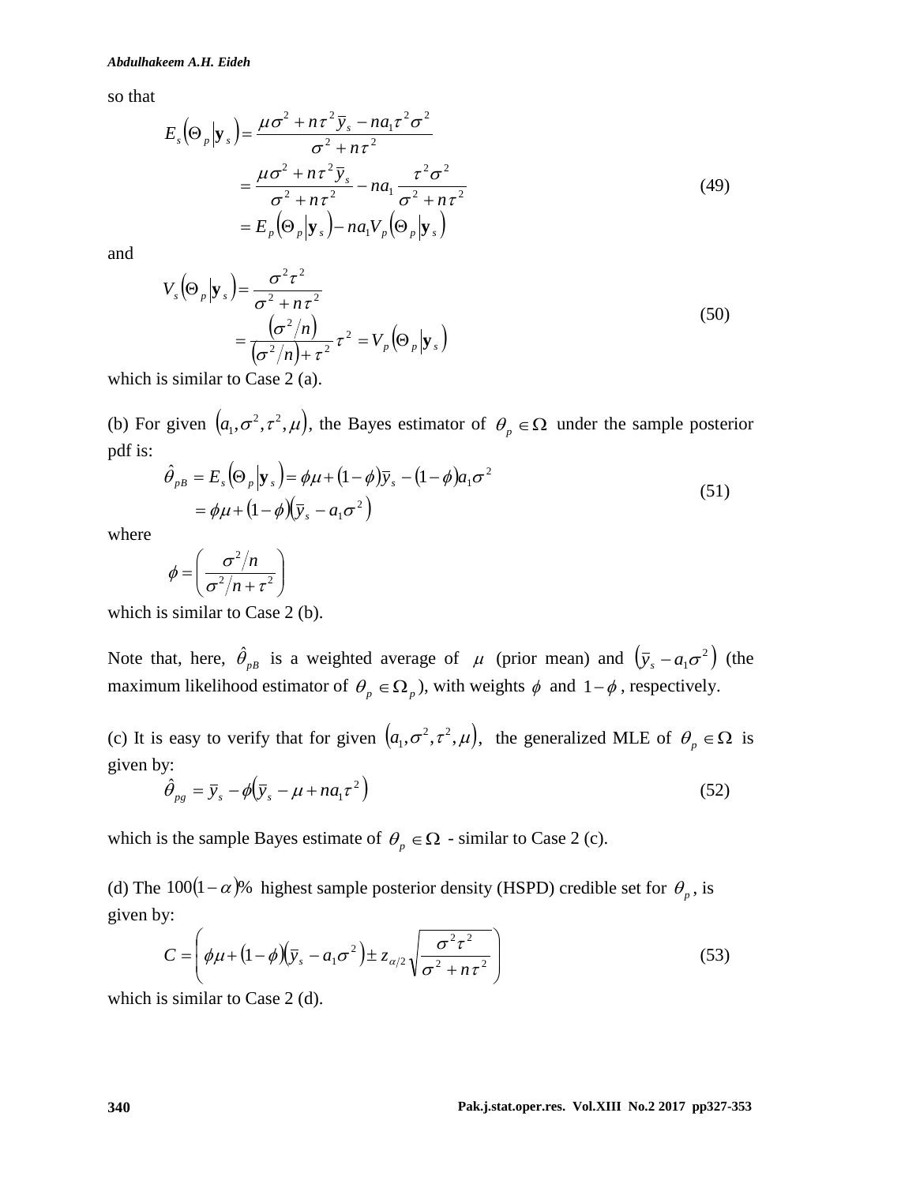so that

$$
\begin{aligned}
E_s\left(\Theta_p \middle| \mathbf{y}_s\right) &= \frac{\mu\sigma^2 + n\tau^2\bar{y}_s - na_1\tau^2\sigma^2}{\sigma^2 + n\tau^2} \\
&= \frac{\mu\sigma^2 + n\tau^2\bar{y}_s}{\sigma^2 + n\tau^2} - na_1\frac{\tau^2\sigma^2}{\sigma^2 + n\tau^2} \\
&= E_p\left(\Theta_p \middle| \mathbf{y}_s\right) - na_1V_p\left(\Theta_p \middle| \mathbf{y}_s\right)
\end{aligned} \tag{49}
$$

and

$$
\begin{aligned}
V_s\left(\Theta_p \middle| \mathbf{y}_s\right) &= \frac{\sigma^2\tau^2}{\sigma^2 + n\tau^2} \\
&= \frac{\left(\sigma^2/n\right)}{\left(\sigma^2/n\right) + \tau^2}\tau^2 = V_p\left(\Theta_p \middle| \mathbf{y}_s\right)
\end{aligned} \tag{50}
$$

which is similar to Case 2 (a).

(b) For given $\left(a_1, \sigma^2, \tau^2, \mu\right)$, the Bayes estimator of $\theta_p \in \Omega$ under the sample posterior pdf is:

$$
\begin{aligned}
\hat{\theta}_{pB} &= E_s\left(\Theta_p \middle| \mathbf{y}_s\right) = \phi\mu + (1-\phi)\bar{y}_s - (1-\phi)a_1\sigma^2 \\
&= \phi\mu + (1-\phi)\left(\bar{y}_s - a_1\sigma^2\right)
\end{aligned} \tag{51}
$$

where

$$
\phi = \left(\frac{\sigma^2/n}{\sigma^2/n + \tau^2}\right)
$$

which is similar to Case 2 (b).

Note that, here, $\hat{\theta}_{pB}$ is a weighted average of $\mu$ (prior mean) and $\left(\bar{y}_s - a_1\sigma^2\right)$ (the maximum likelihood estimator of $\theta_p \in \Omega_p$), with weights $\phi$ and $1-\phi$, respectively.

(c) It is easy to verify that for given $\left(a_1, \sigma^2, \tau^2, \mu\right)$, the generalized MLE of $\theta_p \in \Omega$ is given by:

$$
\hat{\theta}_{pg} = \bar{y}_s - \phi\left(\bar{y}_s - \mu + na_1\tau^2\right) \tag{52}
$$

which is the sample Bayes estimate of $\theta_p \in \Omega$ - similar to Case 2 (c).

(d) The $100(1-\alpha)\%$ highest sample posterior density (HSPD) credible set for $\theta_p$, is given by:

$$
C = \left(\phi\mu + (1-\phi)\left(\bar{y}_s - a_1\sigma^2\right) \pm z_{\alpha/2}\sqrt{\frac{\sigma^2\tau^2}{\sigma^2 + n\tau^2}}\right) \tag{53}
$$

which is similar to Case 2 (d).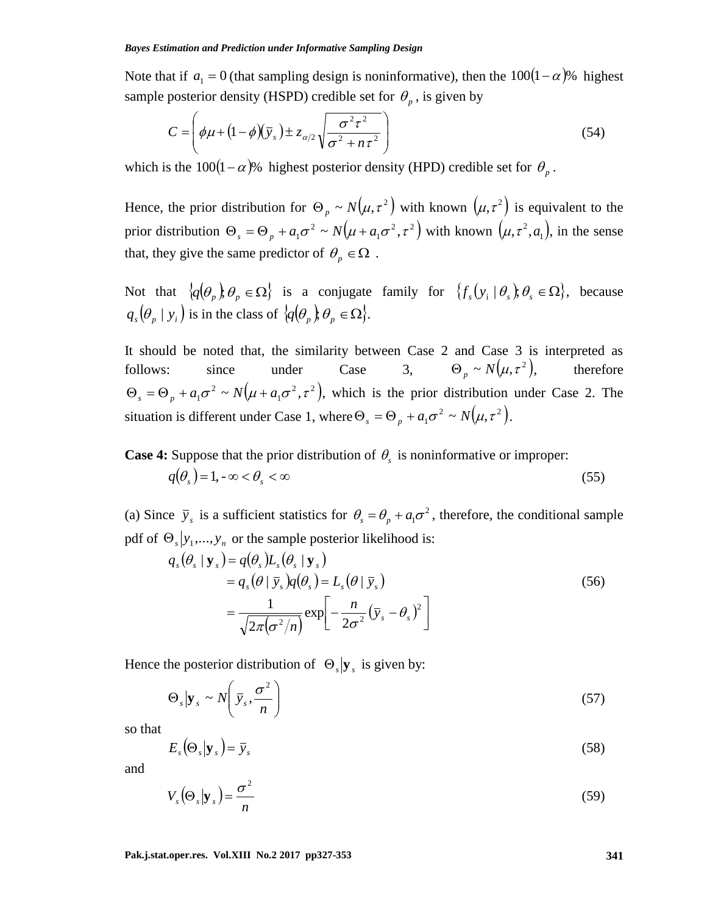Note that if $a_1 = 0$ (that sampling design is noninformative), then the $100(1-\alpha)\%$ highest sample posterior density (HSPD) credible set for $\theta_p$, is given by

$$C = \left( \phi\mu + (1-\phi)(\bar{y}_s) \pm z_{\alpha/2}\sqrt{\frac{\sigma^2\tau^2}{\sigma^2 + n\tau^2}} \right) \tag{54}$$

which is the $100(1-\alpha)\%$ highest posterior density (HPD) credible set for $\theta_p$.

Hence, the prior distribution for $\Theta_p \sim N(\mu, \tau^2)$ with known $(\mu, \tau^2)$ is equivalent to the prior distribution $\Theta_s = \Theta_p + a_1\sigma^2 \sim N(\mu + a_1\sigma^2, \tau^2)$ with known $(\mu, \tau^2, a_1)$, in the sense that, they give the same predictor of $\theta_p \in \Omega$.

Not that $\{q(\theta_p); \theta_p \in \Omega\}$ is a conjugate family for $\{f_s(y_i \mid \theta_s); \theta_s \in \Omega\}$, because $q_s(\theta_p \mid y_i)$ is in the class of $\{q(\theta_p); \theta_p \in \Omega\}$.

It should be noted that, the similarity between Case 2 and Case 3 is interpreted as follows: since under Case 3, $\Theta_p \sim N(\mu, \tau^2)$, therefore $\Theta_s = \Theta_p + a_1\sigma^2 \sim N(\mu + a_1\sigma^2, \tau^2)$, which is the prior distribution under Case 2. The situation is different under Case 1, where $\Theta_s = \Theta_p + a_1\sigma^2 \sim N(\mu, \tau^2)$.

**Case 4:** Suppose that the prior distribution of $\theta_s$ is noninformative or improper:

$$q(\theta_s) = 1, -\infty < \theta_s < \infty \tag{55}$$

(a) Since $\bar{y}_s$ is a sufficient statistics for $\theta_s = \theta_p + a_1\sigma^2$, therefore, the conditional sample pdf of $\Theta_s | y_1, ..., y_n$ or the sample posterior likelihood is:

$$\begin{aligned} q_s(\theta_s \mid \mathbf{y}_s) &= q(\theta_s)L_s(\theta_s \mid \mathbf{y}_s) \\ &= q_s(\theta \mid \bar{y}_s)q(\theta_s) = L_s(\theta \mid \bar{y}_s) \\ &= \frac{1}{\sqrt{2\pi(\sigma^2/n)}} \exp\left[ -\frac{n}{2\sigma^2}(\bar{y}_s - \theta_s)^2 \right] \end{aligned} \tag{56}$$

Hence the posterior distribution of $\Theta_s | \mathbf{y}_s$ is given by:

$$\Theta_s | \mathbf{y}_s \sim N\left( \bar{y}_s, \frac{\sigma^2}{n} \right) \tag{57}$$

so that

$$E_s(\Theta_s | \mathbf{y}_s) = \bar{y}_s \tag{58}$$

and

$$V_s(\Theta_s | \mathbf{y}_s) = \frac{\sigma^2}{n} \tag{59}$$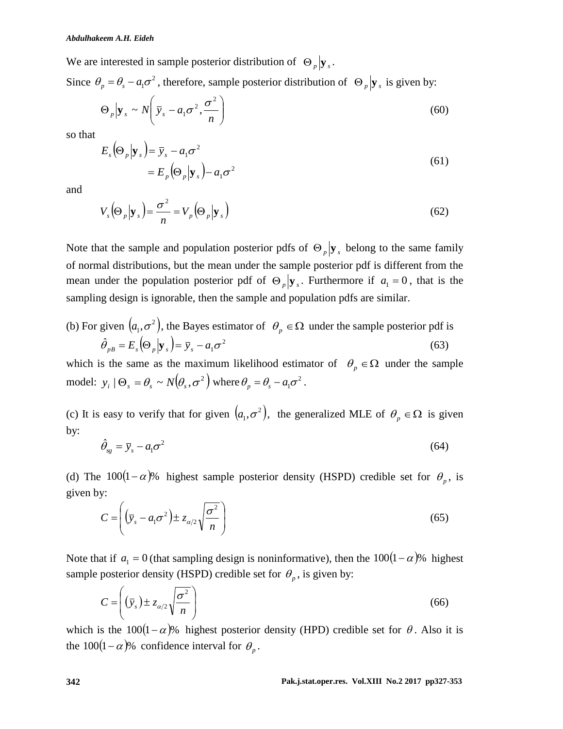We are interested in sample posterior distribution of $\Theta_p \left| \mathbf{y}_s \right.$.

Since $\theta_p = \theta_s - a_1\sigma^2$, therefore, sample posterior distribution of $\Theta_p \left| \mathbf{y}_s \right.$ is given by:

$$\Theta_p \left| \mathbf{y}_s \right. \sim N\left( \bar{y}_s - a_1\sigma^2, \frac{\sigma^2}{n} \right) \tag{60}$$

so that

$$\begin{aligned} E_s\left(\Theta_p \left| \mathbf{y}_s \right.\right) &= \bar{y}_s - a_1\sigma^2 \\ &= E_p\left(\Theta_p \left| \mathbf{y}_s \right.\right) - a_1\sigma^2 \end{aligned} \tag{61}$$

and

$$V_s\left(\Theta_p \left| \mathbf{y}_s \right.\right) = \frac{\sigma^2}{n} = V_p\left(\Theta_p \left| \mathbf{y}_s \right.\right) \tag{62}$$

Note that the sample and population posterior pdfs of $\Theta_p \left| \mathbf{y}_s \right.$ belong to the same family of normal distributions, but the mean under the sample posterior pdf is different from the mean under the population posterior pdf of $\Theta_p \left| \mathbf{y}_s \right.$. Furthermore if $a_1 = 0$, that is the sampling design is ignorable, then the sample and population pdfs are similar.

(b) For given $(a_1, \sigma^2)$, the Bayes estimator of $\theta_p \in \Omega$ under the sample posterior pdf is

$$\hat{\theta}_{pB} = E_s\left(\Theta_p \left| \mathbf{y}_s \right.\right) = \bar{y}_s - a_1\sigma^2 \tag{63}$$

which is the same as the maximum likelihood estimator of $\theta_p \in \Omega$ under the sample model: $y_i \mid \Theta_s = \theta_s \sim N(\theta_s, \sigma^2)$ where $\theta_p = \theta_s - a_1\sigma^2$.

(c) It is easy to verify that for given $(a_1, \sigma^2)$, the generalized MLE of $\theta_p \in \Omega$ is given by:

$$\hat{\theta}_{sg} = \bar{y}_s - a_1\sigma^2 \tag{64}$$

(d) The $100(1-\alpha)\%$ highest sample posterior density (HSPD) credible set for $\theta_p$, is given by:

$$C = \left( \left(\bar{y}_s - a_1\sigma^2\right) \pm z_{\alpha/2}\sqrt{\frac{\sigma^2}{n}} \right) \tag{65}$$

Note that if $a_1 = 0$ (that sampling design is noninformative), then the $100(1-\alpha)\%$ highest sample posterior density (HSPD) credible set for $\theta_p$, is given by:

$$C = \left( \left(\bar{y}_s\right) \pm z_{\alpha/2}\sqrt{\frac{\sigma^2}{n}} \right) \tag{66}$$

which is the $100(1-\alpha)\%$ highest posterior density (HPD) credible set for $\theta$. Also it is the $100(1-\alpha)\%$ confidence interval for $\theta_p$.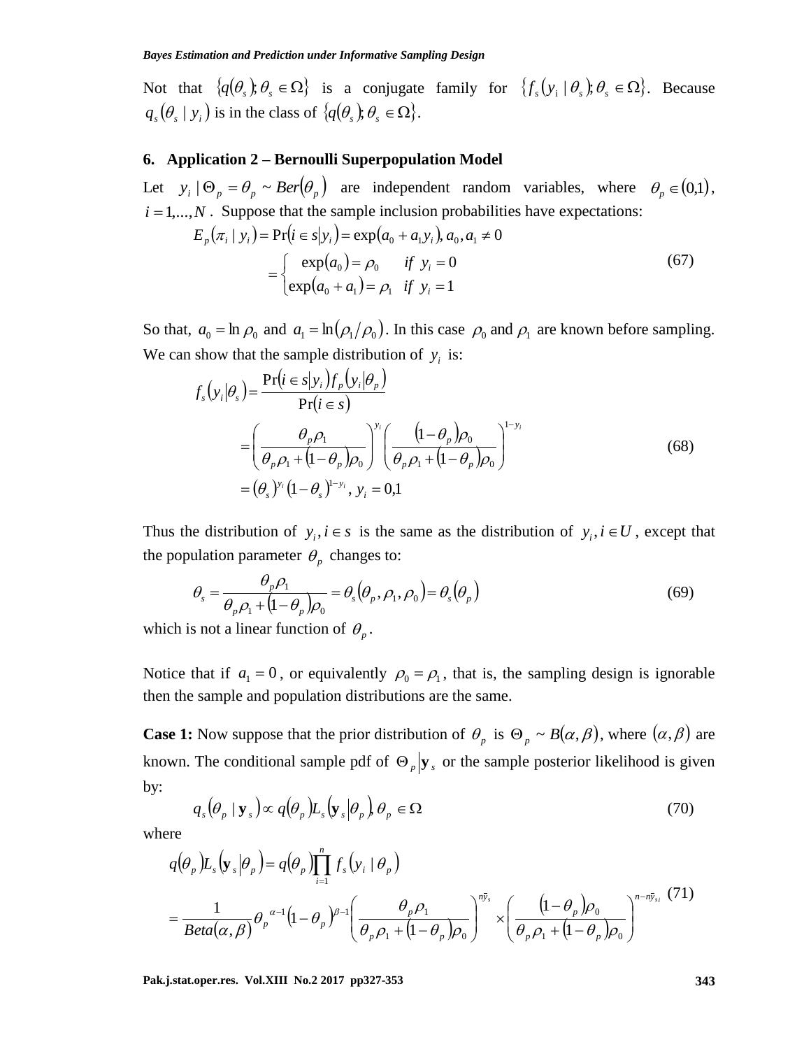Not that $\{q(\theta_s); \theta_s \in \Omega\}$ is a conjugate family for $\{f_s(y_i \mid \theta_s); \theta_s \in \Omega\}$. Because $q_s(\theta_s \mid y_i)$ is in the class of $\{q(\theta_s); \theta_s \in \Omega\}$.

## 6. Application 2 – Bernoulli Superpopulation Model

Let $y_i \mid \Theta_p = \theta_p \sim Ber(\theta_p)$ are independent random variables, where $\theta_p \in (0,1)$, $i = 1,...,N$. Suppose that the sample inclusion probabilities have expectations:

$$E_p(\pi_i \mid y_i) = \Pr(i \in s|y_i) = \exp(a_0 + a_1 y_i),\, a_0, a_1 \neq 0$$

$$= \begin{cases} \exp(a_0) = \rho_0 & if \;\; y_i = 0 \\ \exp(a_0 + a_1) = \rho_1 & if \;\; y_i = 1 \end{cases} \tag{67}$$

So that, $a_0 = \ln \rho_0$ and $a_1 = \ln(\rho_1/\rho_0)$. In this case $\rho_0$ and $\rho_1$ are known before sampling. We can show that the sample distribution of $y_i$ is:

$$\begin{aligned} f_s(y_i|\theta_s) &= \frac{\Pr(i \in s|y_i) f_p(y_i|\theta_p)}{\Pr(i \in s)} \\ &= \left(\frac{\theta_p \rho_1}{\theta_p \rho_1 + (1-\theta_p)\rho_0}\right)^{y_i} \left(\frac{(1-\theta_p)\rho_0}{\theta_p \rho_1 + (1-\theta_p)\rho_0}\right)^{1-y_i} \\ &= (\theta_s)^{y_i}(1-\theta_s)^{1-y_i},\; y_i = 0,1 \end{aligned} \tag{68}$$

Thus the distribution of $y_i, i \in s$ is the same as the distribution of $y_i, i \in U$, except that the population parameter $\theta_p$ changes to:

$$\theta_s = \frac{\theta_p \rho_1}{\theta_p \rho_1 + (1-\theta_p)\rho_0} = \theta_s(\theta_p, \rho_1, \rho_0) = \theta_s(\theta_p) \tag{69}$$

which is not a linear function of $\theta_p$.

Notice that if $a_1 = 0$, or equivalently $\rho_0 = \rho_1$, that is, the sampling design is ignorable then the sample and population distributions are the same.

**Case 1:** Now suppose that the prior distribution of $\theta_p$ is $\Theta_p \sim B(\alpha, \beta)$, where $(\alpha, \beta)$ are known. The conditional sample pdf of $\Theta_p|\mathbf{y}_s$ or the sample posterior likelihood is given by:

$$q_s(\theta_p \mid \mathbf{y}_s) \propto q(\theta_p) L_s(\mathbf{y}_s|\theta_p),\, \theta_p \in \Omega \tag{70}$$

where

$$\begin{aligned} q(\theta_p) L_s(\mathbf{y}_s|\theta_p) &= q(\theta_p) \prod_{i=1}^{n} f_s(y_i \mid \theta_p) \\ &= \frac{1}{Beta(\alpha,\beta)} \theta_p^{\alpha-1}(1-\theta_p)^{\beta-1} \left(\frac{\theta_p \rho_1}{\theta_p \rho_1 + (1-\theta_p)\rho_0}\right)^{n\bar{y}_s} \times \left(\frac{(1-\theta_p)\rho_0}{\theta_p \rho_1 + (1-\theta_p)\rho_0}\right)^{n-n\bar{y}_{si}} \end{aligned} \tag{71}$$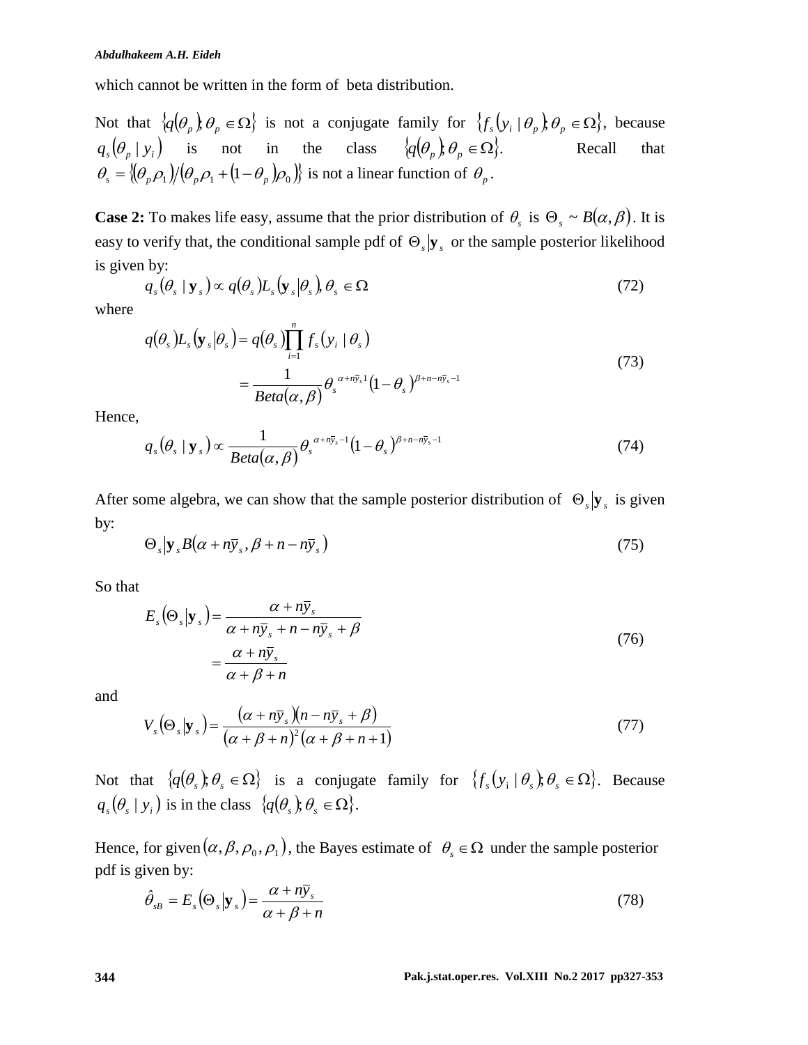which cannot be written in the form of beta distribution.

Not that $\{q(\theta_p); \theta_p \in \Omega\}$ is not a conjugate family for $\{f_s(y_i \mid \theta_p); \theta_p \in \Omega\}$, because $q_s(\theta_p \mid y_i)$ is not in the class $\{q(\theta_p); \theta_p \in \Omega\}$. Recall that $\theta_s = \{(\theta_p \rho_1)/(\theta_p \rho_1 + (1-\theta_p)\rho_0)\}$ is not a linear function of $\theta_p$.

**Case 2:** To makes life easy, assume that the prior distribution of $\theta_s$ is $\Theta_s \sim B(\alpha, \beta)$. It is easy to verify that, the conditional sample pdf of $\Theta_s|\mathbf{y}_s$ or the sample posterior likelihood is given by:

$$q_s(\theta_s \mid \mathbf{y}_s) \propto q(\theta_s) L_s(\mathbf{y}_s|\theta_s), \theta_s \in \Omega \tag{72}$$

where

$$\begin{aligned} q(\theta_s) L_s(\mathbf{y}_s|\theta_s) &= q(\theta_s) \prod_{i=1}^{n} f_s(y_i \mid \theta_s) \\ &= \frac{1}{Beta(\alpha, \beta)} \theta_s^{\alpha + n\bar{y}_s 1} (1-\theta_s)^{\beta + n - n\bar{y}_s - 1} \end{aligned} \tag{73}$$

Hence,

$$q_s(\theta_s \mid \mathbf{y}_s) \propto \frac{1}{Beta(\alpha, \beta)} \theta_s^{\alpha + n\bar{y}_s - 1} (1-\theta_s)^{\beta + n - n\bar{y}_s - 1} \tag{74}$$

After some algebra, we can show that the sample posterior distribution of $\Theta_s|\mathbf{y}_s$ is given by:

$$\Theta_s|\mathbf{y}_s B(\alpha + n\bar{y}_s, \beta + n - n\bar{y}_s) \tag{75}$$

So that

$$\begin{aligned} E_s(\Theta_s|\mathbf{y}_s) &= \frac{\alpha + n\bar{y}_s}{\alpha + n\bar{y}_s + n - n\bar{y}_s + \beta} \\ &= \frac{\alpha + n\bar{y}_s}{\alpha + \beta + n} \end{aligned} \tag{76}$$

and

$$V_s(\Theta_s|\mathbf{y}_s) = \frac{(\alpha + n\bar{y}_s)(n - n\bar{y}_s + \beta)}{(\alpha + \beta + n)^2 (\alpha + \beta + n + 1)} \tag{77}$$

Not that $\{q(\theta_s); \theta_s \in \Omega\}$ is a conjugate family for $\{f_s(y_i \mid \theta_s); \theta_s \in \Omega\}$. Because $q_s(\theta_s \mid y_i)$ is in the class $\{q(\theta_s); \theta_s \in \Omega\}$.

Hence, for given $(\alpha, \beta, \rho_0, \rho_1)$, the Bayes estimate of $\theta_s \in \Omega$ under the sample posterior pdf is given by:

$$\hat{\theta}_{sB} = E_s(\Theta_s|\mathbf{y}_s) = \frac{\alpha + n\bar{y}_s}{\alpha + \beta + n} \tag{78}$$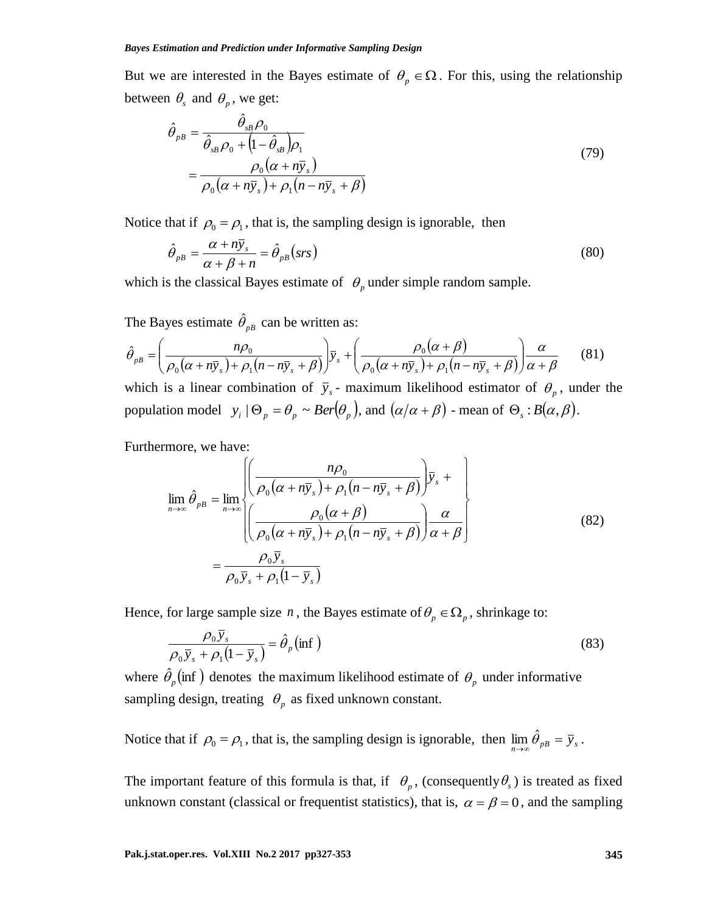But we are interested in the Bayes estimate of $\theta_p \in \Omega$. For this, using the relationship between $\theta_s$ and $\theta_p$, we get:

$$
\begin{aligned}
\hat{\theta}_{pB} &= \frac{\hat{\theta}_{sB}\rho_0}{\hat{\theta}_{sB}\rho_0 + \left(1-\hat{\theta}_{sB}\right)\rho_1} \\
&= \frac{\rho_0\left(\alpha + n\bar{y}_s\right)}{\rho_0\left(\alpha + n\bar{y}_s\right) + \rho_1\left(n - n\bar{y}_s + \beta\right)}
\end{aligned}
\tag{79}
$$

Notice that if $\rho_0 = \rho_1$, that is, the sampling design is ignorable, then

$$
\hat{\theta}_{pB} = \frac{\alpha + n\bar{y}_s}{\alpha + \beta + n} = \hat{\theta}_{pB}(srs) \tag{80}
$$

which is the classical Bayes estimate of $\theta_p$ under simple random sample.

The Bayes estimate $\hat{\theta}_{pB}$ can be written as:

$$
\hat{\theta}_{pB} = \left(\frac{n\rho_0}{\rho_0\left(\alpha + n\bar{y}_s\right) + \rho_1\left(n - n\bar{y}_s + \beta\right)}\right)\bar{y}_s + \left(\frac{\rho_0(\alpha+\beta)}{\rho_0\left(\alpha + n\bar{y}_s\right) + \rho_1\left(n - n\bar{y}_s + \beta\right)}\right)\frac{\alpha}{\alpha+\beta} \tag{81}
$$

which is a linear combination of $\bar{y}_s$ - maximum likelihood estimator of $\theta_p$, under the population model $y_i \mid \Theta_p = \theta_p \sim Ber(\theta_p)$, and $(\alpha/\alpha+\beta)$ - mean of $\Theta_s : B(\alpha, \beta)$.

Furthermore, we have:

$$
\begin{aligned}
\lim_{n\to\infty}\hat{\theta}_{pB} &= \lim_{n\to\infty}\left\{\begin{aligned}&\left(\frac{n\rho_0}{\rho_0\left(\alpha + n\bar{y}_s\right) + \rho_1\left(n - n\bar{y}_s + \beta\right)}\right)\bar{y}_s + \\ &\left(\frac{\rho_0(\alpha+\beta)}{\rho_0\left(\alpha + n\bar{y}_s\right) + \rho_1\left(n - n\bar{y}_s + \beta\right)}\right)\frac{\alpha}{\alpha+\beta}\end{aligned}\right\} \\
&= \frac{\rho_0\bar{y}_s}{\rho_0\bar{y}_s + \rho_1\left(1-\bar{y}_s\right)}
\end{aligned}
\tag{82}
$$

Hence, for large sample size $n$, the Bayes estimate of $\theta_p \in \Omega_p$, shrinkage to:

$$
\frac{\rho_0\bar{y}_s}{\rho_0\bar{y}_s + \rho_1\left(1-\bar{y}_s\right)} = \hat{\theta}_p(\inf) \tag{83}
$$

where $\hat{\theta}_p(\inf)$ denotes the maximum likelihood estimate of $\theta_p$ under informative sampling design, treating $\theta_p$ as fixed unknown constant.

Notice that if $\rho_0 = \rho_1$, that is, the sampling design is ignorable, then $\lim_{n\to\infty}\hat{\theta}_{pB} = \bar{y}_s$.

The important feature of this formula is that, if $\theta_p$, (consequently $\theta_s$) is treated as fixed unknown constant (classical or frequentist statistics), that is, $\alpha = \beta = 0$, and the sampling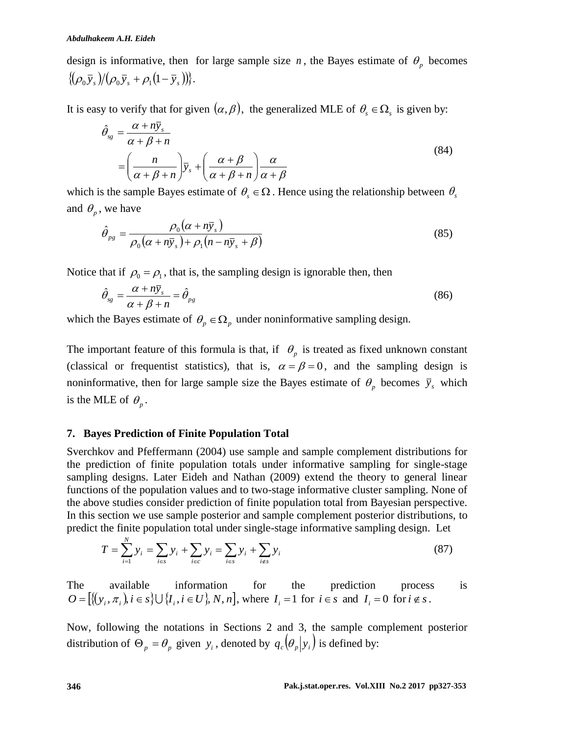design is informative, then for large sample size $n$, the Bayes estimate of $\theta_p$ becomes $\{(\rho_0 \bar{y}_s)/(\rho_0 \bar{y}_s + \rho_1(1-\bar{y}_s))\}$.

It is easy to verify that for given $(\alpha, \beta)$, the generalized MLE of $\theta_s \in \Omega_s$ is given by:

$$
\begin{aligned}
\hat{\theta}_{sg} &= \frac{\alpha + n\bar{y}_s}{\alpha + \beta + n} \\
&= \left(\frac{n}{\alpha + \beta + n}\right)\bar{y}_s + \left(\frac{\alpha + \beta}{\alpha + \beta + n}\right)\frac{\alpha}{\alpha + \beta}
\end{aligned}
\tag{84}
$$

which is the sample Bayes estimate of $\theta_s \in \Omega$. Hence using the relationship between $\theta_s$ and $\theta_p$, we have

$$
\hat{\theta}_{pg} = \frac{\rho_0(\alpha + n\bar{y}_s)}{\rho_0(\alpha + n\bar{y}_s) + \rho_1(n - n\bar{y}_s + \beta)} \tag{85}
$$

Notice that if $\rho_0 = \rho_1$, that is, the sampling design is ignorable then, then

$$
\hat{\theta}_{sg} = \frac{\alpha + n\bar{y}_s}{\alpha + \beta + n} = \hat{\theta}_{pg} \tag{86}
$$

which the Bayes estimate of $\theta_p \in \Omega_p$ under noninformative sampling design.

The important feature of this formula is that, if $\theta_p$ is treated as fixed unknown constant (classical or frequentist statistics), that is, $\alpha = \beta = 0$, and the sampling design is noninformative, then for large sample size the Bayes estimate of $\theta_p$ becomes $\bar{y}_s$ which is the MLE of $\theta_p$.

## 7. Bayes Prediction of Finite Population Total

Sverchkov and Pfeffermann (2004) use sample and sample complement distributions for the prediction of finite population totals under informative sampling for single-stage sampling designs. Later Eideh and Nathan (2009) extend the theory to general linear functions of the population values and to two-stage informative cluster sampling. None of the above studies consider prediction of finite population total from Bayesian perspective. In this section we use sample posterior and sample complement posterior distributions, to predict the finite population total under single-stage informative sampling design. Let

$$
T = \sum_{i=1}^{N} y_i = \sum_{i \in s} y_i + \sum_{i \in c} y_i = \sum_{i \in s} y_i + \sum_{i \notin s} y_i \tag{87}
$$

The available information for the prediction process is $O = [\{(y_i, \pi_i), i \in s\} \cup \{I_i, i \in U\}, N, n]$, where $I_i = 1$ for $i \in s$ and $I_i = 0$ for $i \notin s$.

Now, following the notations in Sections 2 and 3, the sample complement posterior distribution of $\Theta_p = \theta_p$ given $y_i$, denoted by $q_c(\theta_p | y_i)$ is defined by: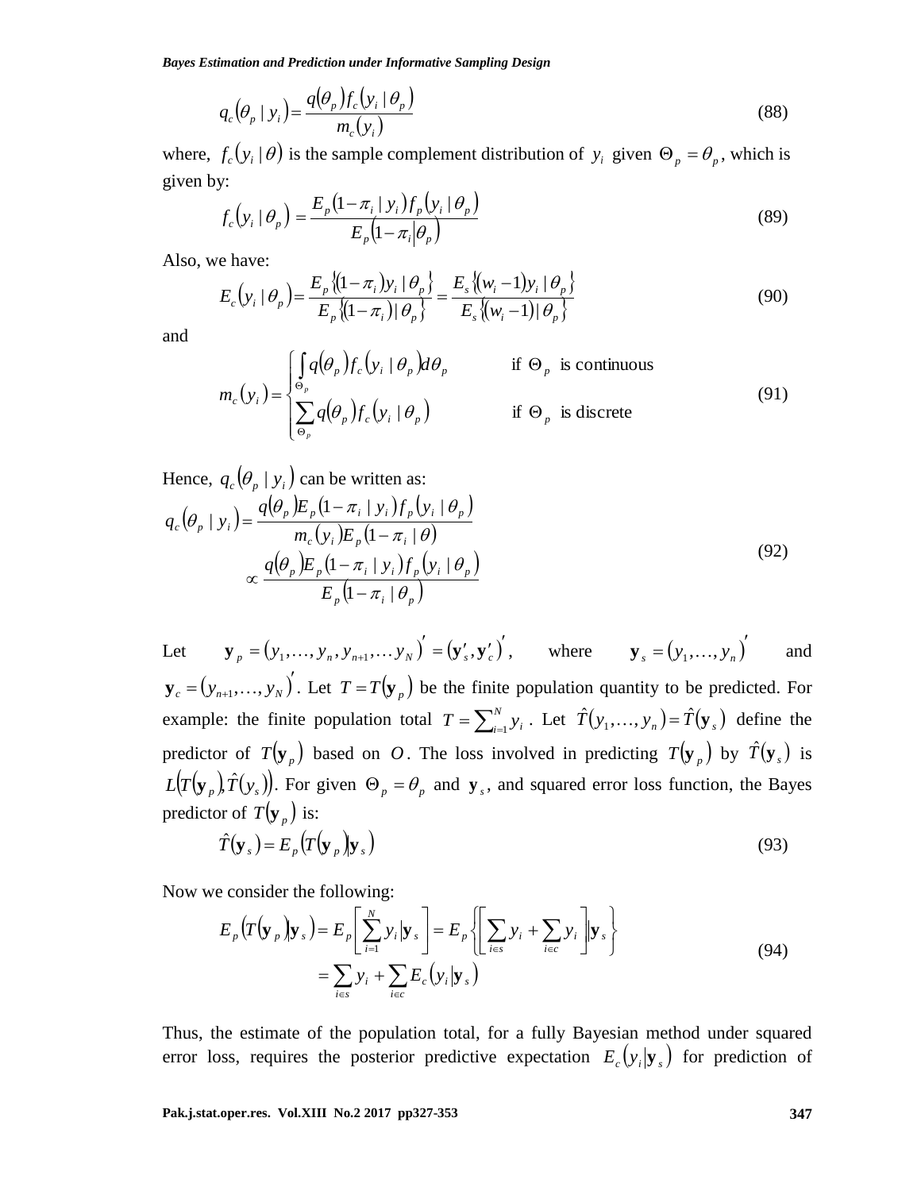$$q_c(\theta_p \mid y_i) = \frac{q(\theta_p) f_c(y_i \mid \theta_p)}{m_c(y_i)} \tag{88}$$

where, $f_c(y_i \mid \theta)$ is the sample complement distribution of $y_i$ given $\Theta_p = \theta_p$, which is given by:

$$f_c(y_i \mid \theta_p) = \frac{E_p(1-\pi_i \mid y_i) f_p(y_i \mid \theta_p)}{E_p(1-\pi_i \mid \theta_p)} \tag{89}$$

Also, we have:

$$E_c(y_i \mid \theta_p) = \frac{E_p\{(1-\pi_i) y_i \mid \theta_p\}}{E_p\{(1-\pi_i) \mid \theta_p\}} = \frac{E_s\{(w_i - 1) y_i \mid \theta_p\}}{E_s\{(w_i - 1) \mid \theta_p\}} \tag{90}$$

and

$$m_c(y_i) = \begin{cases} \int_{\Theta_p} q(\theta_p) f_c(y_i \mid \theta_p) d\theta_p & \text{if } \Theta_p \text{ is continuous} \\ \sum_{\Theta_p} q(\theta_p) f_c(y_i \mid \theta_p) & \text{if } \Theta_p \text{ is discrete} \end{cases} \tag{91}$$

Hence, $q_c(\theta_p \mid y_i)$ can be written as:

$$\begin{aligned} q_c(\theta_p \mid y_i) &= \frac{q(\theta_p) E_p(1-\pi_i \mid y_i) f_p(y_i \mid \theta_p)}{m_c(y_i) E_p(1-\pi_i \mid \theta)} \\ &\propto \frac{q(\theta_p) E_p(1-\pi_i \mid y_i) f_p(y_i \mid \theta_p)}{E_p(1-\pi_i \mid \theta_p)} \end{aligned} \tag{92}$$

Let $\mathbf{y}_p = (y_1, \ldots, y_n, y_{n+1}, \ldots y_N)' = (\mathbf{y}'_s, \mathbf{y}'_c)'$, where $\mathbf{y}_s = (y_1, \ldots, y_n)'$ and $\mathbf{y}_c = (y_{n+1}, \ldots, y_N)'$. Let $T = T(\mathbf{y}_p)$ be the finite population quantity to be predicted. For example: the finite population total $T = \sum_{i=1}^{N} y_i$. Let $\hat{T}(y_1, \ldots, y_n) = \hat{T}(\mathbf{y}_s)$ define the predictor of $T(\mathbf{y}_p)$ based on $O$. The loss involved in predicting $T(\mathbf{y}_p)$ by $\hat{T}(\mathbf{y}_s)$ is $L(T(\mathbf{y}_p), \hat{T}(y_s))$. For given $\Theta_p = \theta_p$ and $\mathbf{y}_s$, and squared error loss function, the Bayes predictor of $T(\mathbf{y}_p)$ is:

$$\hat{T}(\mathbf{y}_s) = E_p(T(\mathbf{y}_p) \mid \mathbf{y}_s) \tag{93}$$

Now we consider the following:

$$\begin{aligned} E_p(T(\mathbf{y}_p) \mid \mathbf{y}_s) &= E_p\left[\sum_{i=1}^{N} y_i \mid \mathbf{y}_s\right] = E_p\left\{\left[\sum_{i \in s} y_i + \sum_{i \in c} y_i\right] \mid \mathbf{y}_s\right\} \\ &= \sum_{i \in s} y_i + \sum_{i \in c} E_c(y_i \mid \mathbf{y}_s) \end{aligned} \tag{94}$$

Thus, the estimate of the population total, for a fully Bayesian method under squared error loss, requires the posterior predictive expectation $E_c(y_i \mid \mathbf{y}_s)$ for prediction of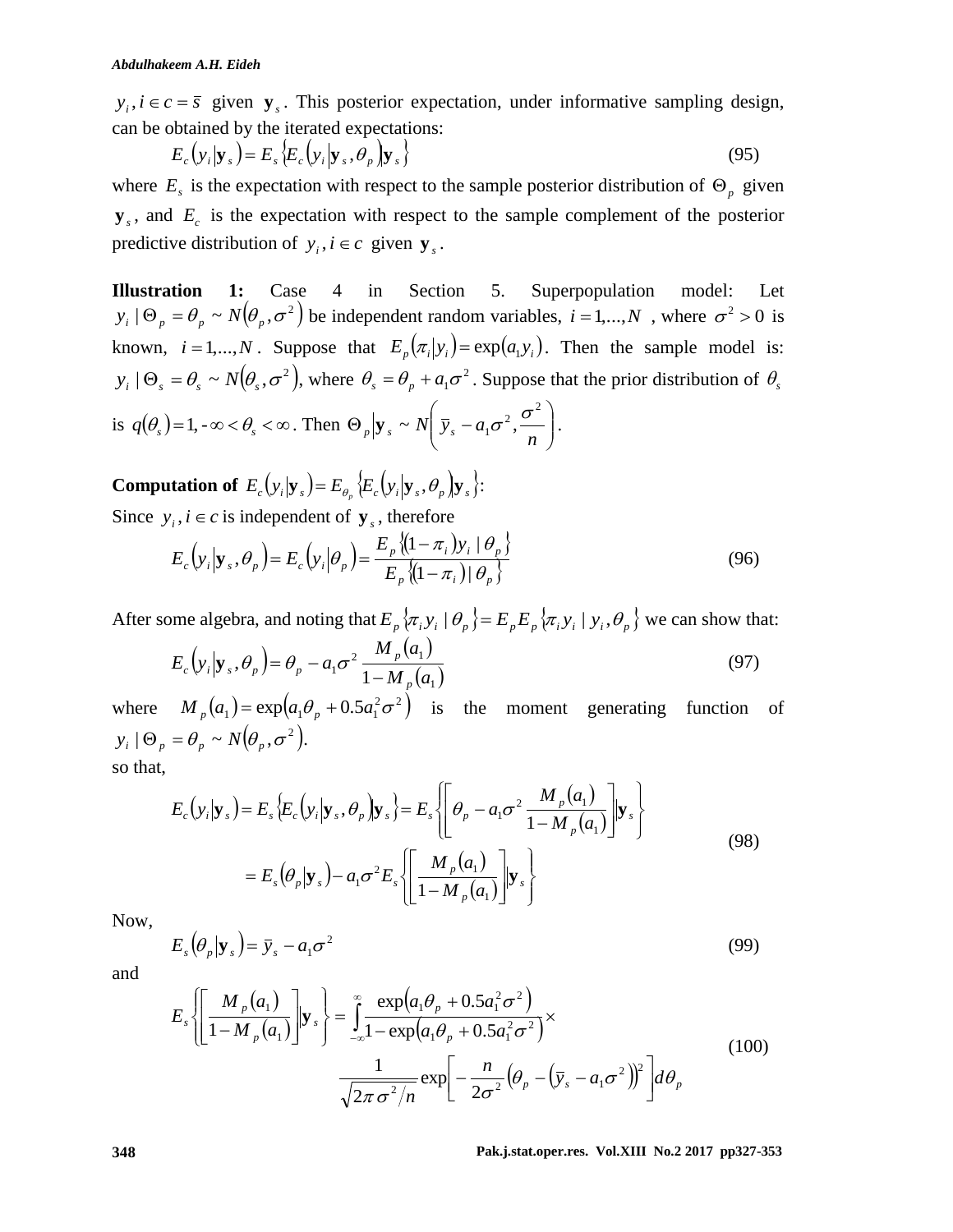$y_i, i \in c = \bar{s}$ given $\mathbf{y}_s$. This posterior expectation, under informative sampling design, can be obtained by the iterated expectations:

$$E_c\left(y_i \middle| \mathbf{y}_s\right) = E_s\left\{E_c\left(y_i \middle| \mathbf{y}_s, \theta_p\right) \middle| \mathbf{y}_s\right\} \tag{95}$$

where $E_s$ is the expectation with respect to the sample posterior distribution of $\Theta_p$ given $\mathbf{y}_s$, and $E_c$ is the expectation with respect to the sample complement of the posterior predictive distribution of $y_i, i \in c$ given $\mathbf{y}_s$.

**Illustration 1:** Case 4 in Section 5. Superpopulation model: Let $y_i \mid \Theta_p = \theta_p \sim N\left(\theta_p, \sigma^2\right)$ be independent random variables, $i = 1,...,N$ , where $\sigma^2 > 0$ is known, $i = 1,...,N$. Suppose that $E_p\left(\pi_i \middle| y_i\right) = \exp\left(a_1 y_i\right)$. Then the sample model is: $y_i \mid \Theta_s = \theta_s \sim N\left(\theta_s, \sigma^2\right)$, where $\theta_s = \theta_p + a_1\sigma^2$. Suppose that the prior distribution of $\theta_s$ is $q(\theta_s) = 1,\ -\infty < \theta_s < \infty$. Then $\Theta_p \middle| \mathbf{y}_s \sim N\left(\bar{y}_s - a_1\sigma^2, \dfrac{\sigma^2}{n}\right)$.

**Computation of** $E_c\left(y_i \middle| \mathbf{y}_s\right) = E_{\theta_p}\left\{E_c\left(y_i \middle| \mathbf{y}_s, \theta_p\right) \middle| \mathbf{y}_s\right\}$:

Since $y_i, i \in c$ is independent of $\mathbf{y}_s$, therefore

$$E_c\left(y_i \middle| \mathbf{y}_s, \theta_p\right) = E_c\left(y_i \middle| \theta_p\right) = \frac{E_p\left\{(1-\pi_i) y_i \mid \theta_p\right\}}{E_p\left\{(1-\pi_i) \mid \theta_p\right\}} \tag{96}$$

After some algebra, and noting that $E_p\left\{\pi_i y_i \mid \theta_p\right\} = E_p E_p\left\{\pi_i y_i \mid y_i, \theta_p\right\}$ we can show that:

$$E_c\left(y_i \middle| \mathbf{y}_s, \theta_p\right) = \theta_p - a_1\sigma^2 \frac{M_p(a_1)}{1 - M_p(a_1)} \tag{97}$$

where $M_p(a_1) = \exp\left(a_1\theta_p + 0.5a_1^2\sigma^2\right)$ is the moment generating function of $y_i \mid \Theta_p = \theta_p \sim N\left(\theta_p, \sigma^2\right)$.

so that,

$$\begin{aligned} E_c\left(y_i \middle| \mathbf{y}_s\right) &= E_s\left\{E_c\left(y_i \middle| \mathbf{y}_s, \theta_p\right) \middle| \mathbf{y}_s\right\} = E_s\left\{\left[\theta_p - a_1\sigma^2 \frac{M_p(a_1)}{1 - M_p(a_1)}\right] \middle| \mathbf{y}_s\right\} \\ &= E_s\left(\theta_p \middle| \mathbf{y}_s\right) - a_1\sigma^2 E_s\left\{\left[\frac{M_p(a_1)}{1 - M_p(a_1)}\right] \middle| \mathbf{y}_s\right\} \end{aligned} \tag{98}$$

Now,

$$E_s\left(\theta_p \middle| \mathbf{y}_s\right) = \bar{y}_s - a_1\sigma^2 \tag{99}$$

and

$$\begin{aligned} E_s\left\{\left[\frac{M_p(a_1)}{1 - M_p(a_1)}\right] \middle| \mathbf{y}_s\right\} &= \int_{-\infty}^{\infty} \frac{\exp\left(a_1\theta_p + 0.5a_1^2\sigma^2\right)}{1 - \exp\left(a_1\theta_p + 0.5a_1^2\sigma^2\right)} \times \\ &\qquad \frac{1}{\sqrt{2\pi\sigma^2/n}} \exp\left[-\frac{n}{2\sigma^2}\left(\theta_p - \left(\bar{y}_s - a_1\sigma^2\right)\right)^2\right] d\theta_p \end{aligned} \tag{100}$$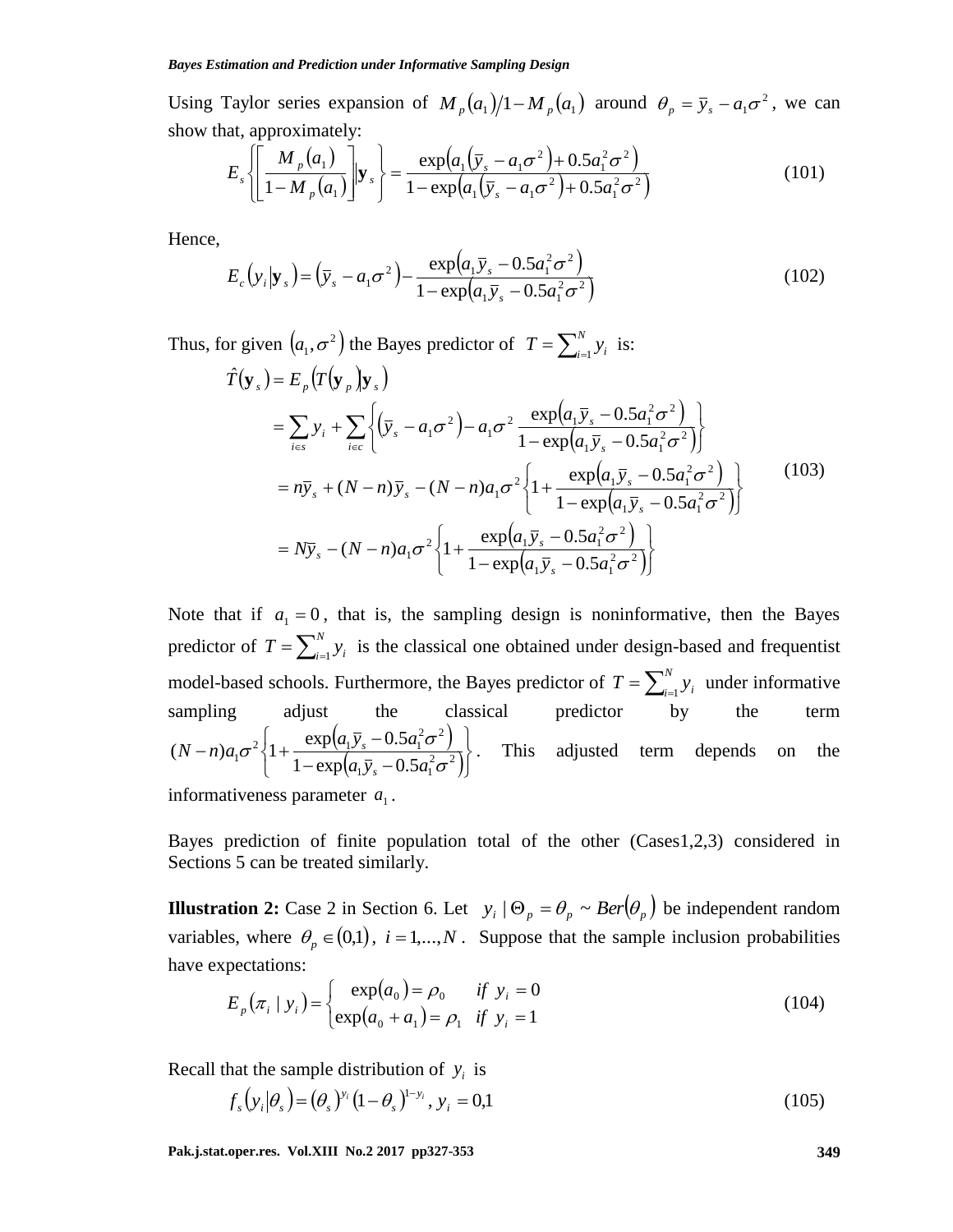Using Taylor series expansion of $M_p(a_1)/1-M_p(a_1)$ around $\theta_p = \bar{y}_s - a_1\sigma^2$, we can show that, approximately:

$$E_s\left\{\left[\frac{M_p(a_1)}{1-M_p(a_1)}\right]\mathbf{y}_s\right\} = \frac{\exp\left(a_1\left(\bar{y}_s - a_1\sigma^2\right) + 0.5a_1^2\sigma^2\right)}{1-\exp\left(a_1\left(\bar{y}_s - a_1\sigma^2\right) + 0.5a_1^2\sigma^2\right)} \tag{101}$$

Hence,

$$E_c\left(y_i|\mathbf{y}_s\right) = \left(\bar{y}_s - a_1\sigma^2\right) - \frac{\exp\left(a_1\bar{y}_s - 0.5a_1^2\sigma^2\right)}{1-\exp\left(a_1\bar{y}_s - 0.5a_1^2\sigma^2\right)} \tag{102}$$

Thus, for given $\left(a_1, \sigma^2\right)$ the Bayes predictor of $T = \sum_{i=1}^{N} y_i$ is:

$$\begin{aligned}
\hat{T}(\mathbf{y}_s) &= E_p\left(T(\mathbf{y}_p)\mathbf{y}_s\right) \\
&= \sum_{i\in s} y_i + \sum_{i\in c}\left\{\left(\bar{y}_s - a_1\sigma^2\right) - a_1\sigma^2\,\frac{\exp\left(a_1\bar{y}_s - 0.5a_1^2\sigma^2\right)}{1-\exp\left(a_1\bar{y}_s - 0.5a_1^2\sigma^2\right)}\right\} \\
&= n\bar{y}_s + (N-n)\bar{y}_s - (N-n)a_1\sigma^2\left\{1 + \frac{\exp\left(a_1\bar{y}_s - 0.5a_1^2\sigma^2\right)}{1-\exp\left(a_1\bar{y}_s - 0.5a_1^2\sigma^2\right)}\right\} \\
&= N\bar{y}_s - (N-n)a_1\sigma^2\left\{1 + \frac{\exp\left(a_1\bar{y}_s - 0.5a_1^2\sigma^2\right)}{1-\exp\left(a_1\bar{y}_s - 0.5a_1^2\sigma^2\right)}\right\}
\end{aligned} \tag{103}$$

Note that if $a_1 = 0$, that is, the sampling design is noninformative, then the Bayes predictor of $T = \sum_{i=1}^{N} y_i$ is the classical one obtained under design-based and frequentist model-based schools. Furthermore, the Bayes predictor of $T = \sum_{i=1}^{N} y_i$ under informative sampling adjust the classical predictor by the term $(N-n)a_1\sigma^2\left\{1 + \frac{\exp\left(a_1\bar{y}_s - 0.5a_1^2\sigma^2\right)}{1-\exp\left(a_1\bar{y}_s - 0.5a_1^2\sigma^2\right)}\right\}$. This adjusted term depends on the informativeness parameter $a_1$.

Bayes prediction of finite population total of the other (Cases1,2,3) considered in Sections 5 can be treated similarly.

**Illustration 2:** Case 2 in Section 6. Let $y_i \mid \Theta_p = \theta_p \sim Ber(\theta_p)$ be independent random variables, where $\theta_p \in (0,1)$, $i = 1,\ldots,N$. Suppose that the sample inclusion probabilities have expectations:

$$E_p(\pi_i \mid y_i) = \begin{cases} \exp(a_0) = \rho_0 & if\ y_i = 0 \\ \exp(a_0 + a_1) = \rho_1 & if\ y_i = 1 \end{cases} \tag{104}$$

Recall that the sample distribution of $y_i$ is

$$f_s\left(y_i|\theta_s\right) = \left(\theta_s\right)^{y_i}\left(1-\theta_s\right)^{1-y_i},\ y_i = 0,1 \tag{105}$$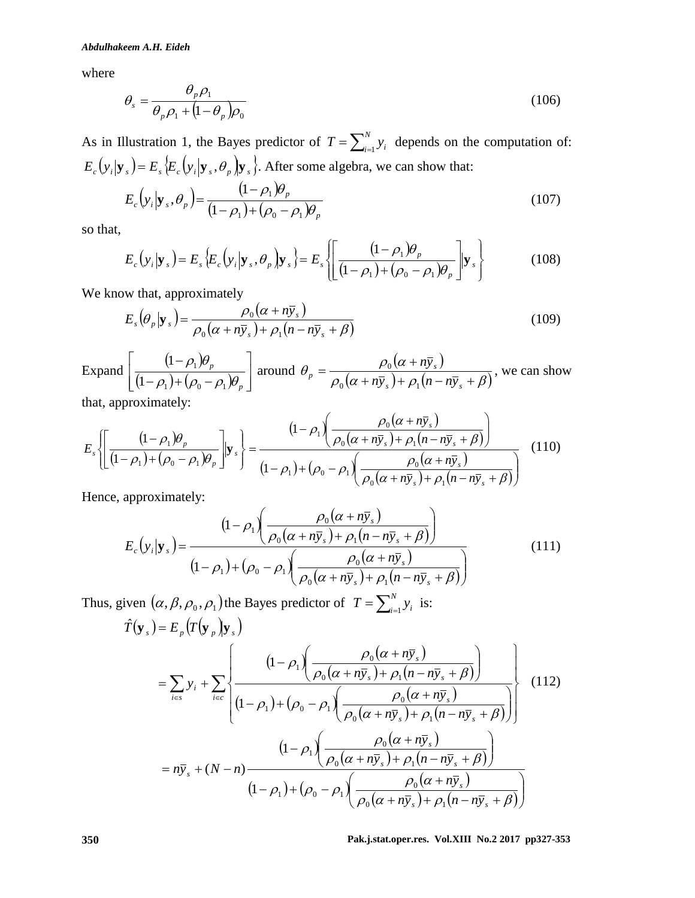where

$$\theta_s = \frac{\theta_p \rho_1}{\theta_p \rho_1 + (1-\theta_p)\rho_0} \tag{106}$$

As in Illustration 1, the Bayes predictor of $T = \sum_{i=1}^{N} y_i$ depends on the computation of: $E_c(y_i|\mathbf{y}_s) = E_s\{E_c(y_i|\mathbf{y}_s, \theta_p)|\mathbf{y}_s\}$. After some algebra, we can show that:

$$E_c(y_i|\mathbf{y}_s, \theta_p) = \frac{(1-\rho_1)\theta_p}{(1-\rho_1) + (\rho_0 - \rho_1)\theta_p} \tag{107}$$

so that,

$$E_c(y_i|\mathbf{y}_s) = E_s\{E_c(y_i|\mathbf{y}_s, \theta_p)|\mathbf{y}_s\} = E_s\left\{\left[\frac{(1-\rho_1)\theta_p}{(1-\rho_1) + (\rho_0 - \rho_1)\theta_p}\right]\Big|\mathbf{y}_s\right\} \tag{108}$$

We know that, approximately

$$E_s(\theta_p|\mathbf{y}_s) = \frac{\rho_0(\alpha + n\bar{y}_s)}{\rho_0(\alpha + n\bar{y}_s) + \rho_1(n - n\bar{y}_s + \beta)} \tag{109}$$

Expand $\left[\frac{(1-\rho_1)\theta_p}{(1-\rho_1) + (\rho_0 - \rho_1)\theta_p}\right]$ around $\theta_p = \frac{\rho_0(\alpha + n\bar{y}_s)}{\rho_0(\alpha + n\bar{y}_s) + \rho_1(n - n\bar{y}_s + \beta)}$, we can show that, approximately:

$$E_s\left\{\left[\frac{(1-\rho_1)\theta_p}{(1-\rho_1) + (\rho_0 - \rho_1)\theta_p}\right]\Big|\mathbf{y}_s\right\} = \frac{(1-\rho_1)\left(\frac{\rho_0(\alpha + n\bar{y}_s)}{\rho_0(\alpha + n\bar{y}_s) + \rho_1(n - n\bar{y}_s + \beta)}\right)}{(1-\rho_1) + (\rho_0 - \rho_1)\left(\frac{\rho_0(\alpha + n\bar{y}_s)}{\rho_0(\alpha + n\bar{y}_s) + \rho_1(n - n\bar{y}_s + \beta)}\right)} \tag{110}$$

Hence, approximately:

$$E_c(y_i|\mathbf{y}_s) = \frac{(1-\rho_1)\left(\frac{\rho_0(\alpha + n\bar{y}_s)}{\rho_0(\alpha + n\bar{y}_s) + \rho_1(n - n\bar{y}_s + \beta)}\right)}{(1-\rho_1) + (\rho_0 - \rho_1)\left(\frac{\rho_0(\alpha + n\bar{y}_s)}{\rho_0(\alpha + n\bar{y}_s) + \rho_1(n - n\bar{y}_s + \beta)}\right)} \tag{111}$$

Thus, given $(\alpha, \beta, \rho_0, \rho_1)$ the Bayes predictor of $T = \sum_{i=1}^{N} y_i$ is:

$$\begin{aligned}
\hat{T}(\mathbf{y}_s) &= E_p(T(\mathbf{y}_p)|\mathbf{y}_s) \\
&= \sum_{i \in s} y_i + \sum_{i \in c}\left\{\frac{(1-\rho_1)\left(\frac{\rho_0(\alpha + n\bar{y}_s)}{\rho_0(\alpha + n\bar{y}_s) + \rho_1(n - n\bar{y}_s + \beta)}\right)}{(1-\rho_1) + (\rho_0 - \rho_1)\left(\frac{\rho_0(\alpha + n\bar{y}_s)}{\rho_0(\alpha + n\bar{y}_s) + \rho_1(n - n\bar{y}_s + \beta)}\right)}\right\} \qquad (112) \\
&= n\bar{y}_s + (N-n)\frac{(1-\rho_1)\left(\frac{\rho_0(\alpha + n\bar{y}_s)}{\rho_0(\alpha + n\bar{y}_s) + \rho_1(n - n\bar{y}_s + \beta)}\right)}{(1-\rho_1) + (\rho_0 - \rho_1)\left(\frac{\rho_0(\alpha + n\bar{y}_s)}{\rho_0(\alpha + n\bar{y}_s) + \rho_1(n - n\bar{y}_s + \beta)}\right)}
\end{aligned}$$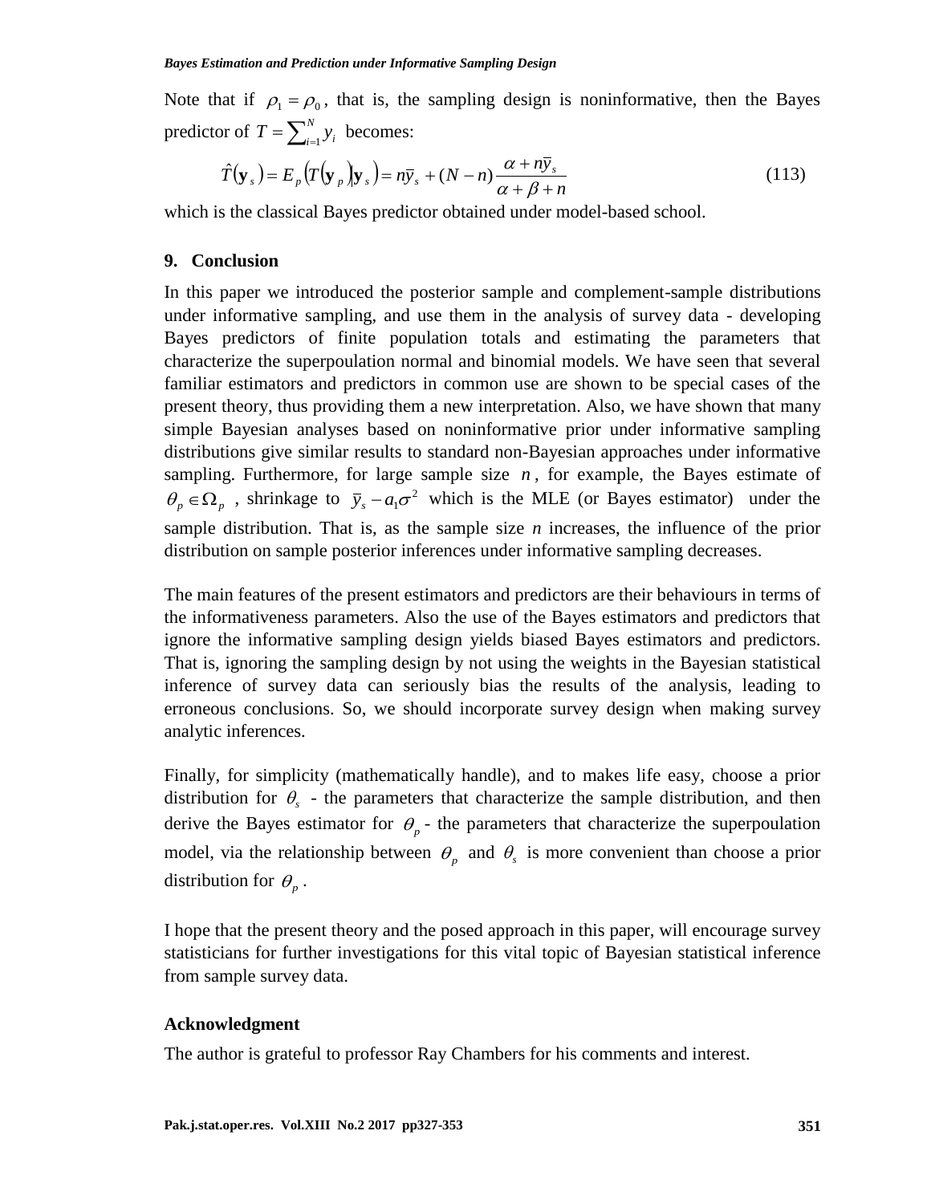Note that if $\rho_1 = \rho_0$, that is, the sampling design is noninformative, then the Bayes predictor of $T = \sum_{i=1}^{N} y_i$ becomes:

$$\hat{T}(\mathbf{y}_s) = E_p\left(T(\mathbf{y}_p)\middle|\mathbf{y}_s\right) = n\bar{y}_s + (N-n)\frac{\alpha + n\bar{y}_s}{\alpha + \beta + n} \tag{113}$$

which is the classical Bayes predictor obtained under model-based school.

## 9. Conclusion

In this paper we introduced the posterior sample and complement-sample distributions under informative sampling, and use them in the analysis of survey data - developing Bayes predictors of finite population totals and estimating the parameters that characterize the superpoulation normal and binomial models. We have seen that several familiar estimators and predictors in common use are shown to be special cases of the present theory, thus providing them a new interpretation. Also, we have shown that many simple Bayesian analyses based on noninformative prior under informative sampling distributions give similar results to standard non-Bayesian approaches under informative sampling. Furthermore, for large sample size $n$, for example, the Bayes estimate of $\theta_p \in \Omega_p$ , shrinkage to $\bar{y}_s - a_1\sigma^2$ which is the MLE (or Bayes estimator) under the sample distribution. That is, as the sample size *n* increases, the influence of the prior distribution on sample posterior inferences under informative sampling decreases.

The main features of the present estimators and predictors are their behaviours in terms of the informativeness parameters. Also the use of the Bayes estimators and predictors that ignore the informative sampling design yields biased Bayes estimators and predictors. That is, ignoring the sampling design by not using the weights in the Bayesian statistical inference of survey data can seriously bias the results of the analysis, leading to erroneous conclusions. So, we should incorporate survey design when making survey analytic inferences.

Finally, for simplicity (mathematically handle), and to makes life easy, choose a prior distribution for $\theta_s$ - the parameters that characterize the sample distribution, and then derive the Bayes estimator for $\theta_p$ - the parameters that characterize the superpoulation model, via the relationship between $\theta_p$ and $\theta_s$ is more convenient than choose a prior distribution for $\theta_p$.

I hope that the present theory and the posed approach in this paper, will encourage survey statisticians for further investigations for this vital topic of Bayesian statistical inference from sample survey data.

### Acknowledgment

The author is grateful to professor Ray Chambers for his comments and interest.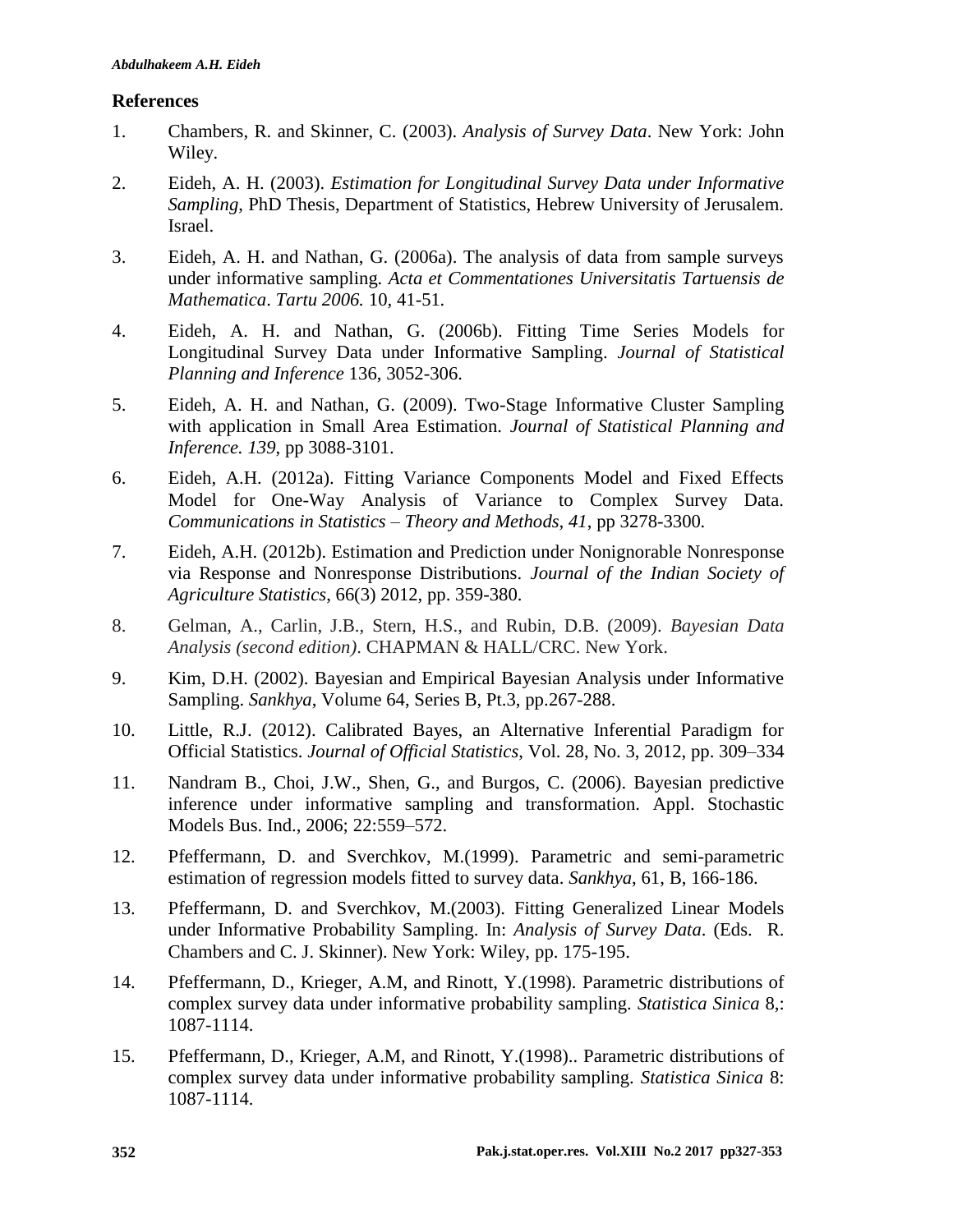## References

1. Chambers, R. and Skinner, C. (2003). *Analysis of Survey Data*. New York: John Wiley.
2. Eideh, A. H. (2003). *Estimation for Longitudinal Survey Data under Informative Sampling*, PhD Thesis, Department of Statistics, Hebrew University of Jerusalem. Israel.
3. Eideh, A. H. and Nathan, G. (2006a). The analysis of data from sample surveys under informative sampling. *Acta et Commentationes Universitatis Tartuensis de Mathematica*. *Tartu 2006.* 10, 41-51.
4. Eideh, A. H. and Nathan, G. (2006b). Fitting Time Series Models for Longitudinal Survey Data under Informative Sampling. *Journal of Statistical Planning and Inference* 136, 3052-306.
5. Eideh, A. H. and Nathan, G. (2009). Two-Stage Informative Cluster Sampling with application in Small Area Estimation. *Journal of Statistical Planning and Inference. 139*, pp 3088-3101.
6. Eideh, A.H. (2012a). Fitting Variance Components Model and Fixed Effects Model for One-Way Analysis of Variance to Complex Survey Data. *Communications in Statistics – Theory and Methods, 41*, pp 3278-3300*.*
7. Eideh, A.H. (2012b). Estimation and Prediction under Nonignorable Nonresponse via Response and Nonresponse Distributions. *Journal of the Indian Society of Agriculture Statistics*, 66(3) 2012, pp. 359-380.
8. Gelman, A., Carlin, J.B., Stern, H.S., and Rubin, D.B. (2009). *Bayesian Data Analysis (second edition)*. CHAPMAN & HALL/CRC. New York.
9. Kim, D.H. (2002). Bayesian and Empirical Bayesian Analysis under Informative Sampling. *Sankhya*, Volume 64, Series B, Pt.3, pp.267-288.
10. Little, R.J. (2012). Calibrated Bayes, an Alternative Inferential Paradigm for Official Statistics. *Journal of Official Statistics*, Vol. 28, No. 3, 2012, pp. 309–334
11. Nandram B., Choi, J.W., Shen, G., and Burgos, C. (2006). Bayesian predictive inference under informative sampling and transformation. Appl. Stochastic Models Bus. Ind., 2006; 22:559–572.
12. Pfeffermann, D. and Sverchkov, M.(1999). Parametric and semi-parametric estimation of regression models fitted to survey data. *Sankhya*, 61, B, 166-186.
13. Pfeffermann, D. and Sverchkov, M.(2003). Fitting Generalized Linear Models under Informative Probability Sampling. In: *Analysis of Survey Data*. (Eds. R. Chambers and C. J. Skinner). New York: Wiley, pp. 175-195.
14. Pfeffermann, D., Krieger, A.M, and Rinott, Y.(1998). Parametric distributions of complex survey data under informative probability sampling. *Statistica Sinica* 8,: 1087-1114.
15. Pfeffermann, D., Krieger, A.M, and Rinott, Y.(1998).. Parametric distributions of complex survey data under informative probability sampling. *Statistica Sinica* 8: 1087-1114.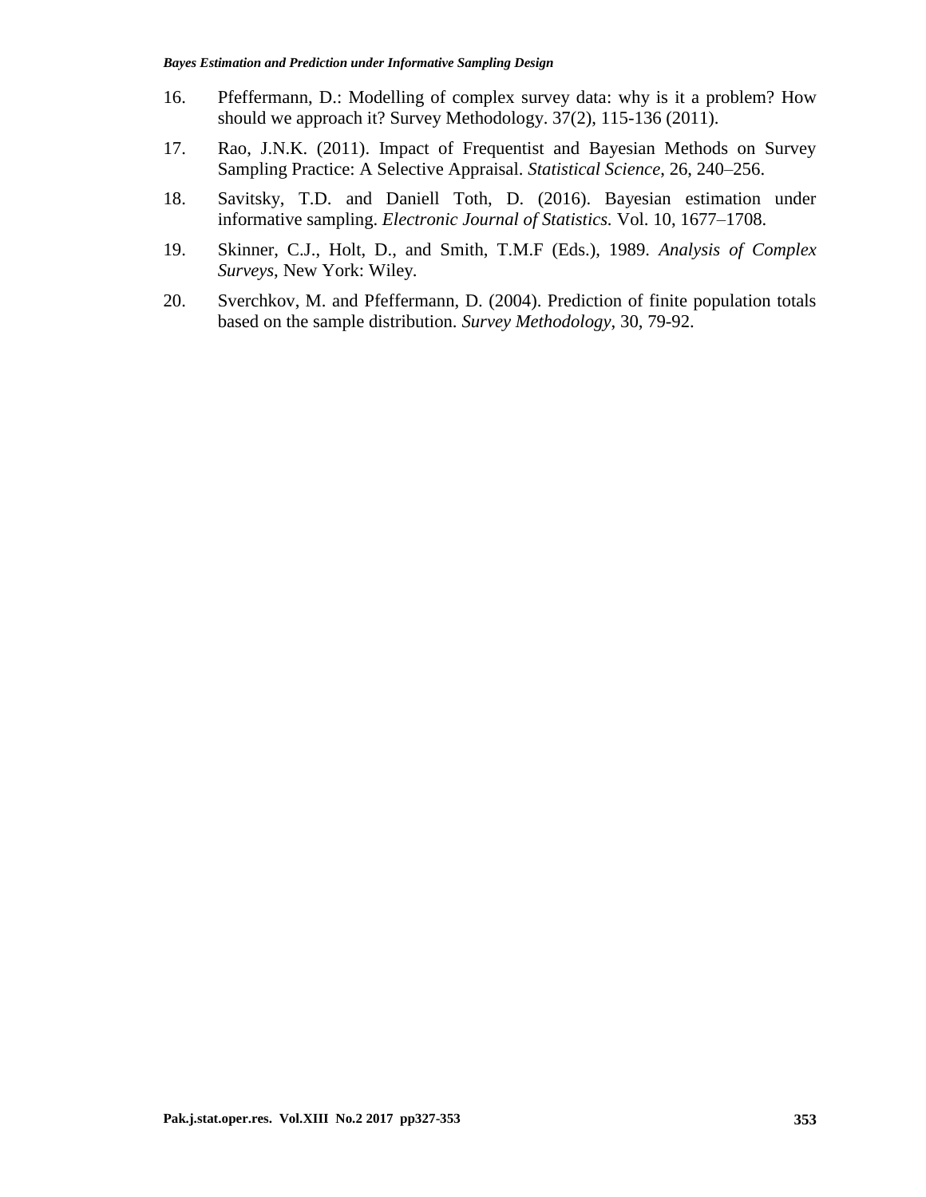16. Pfeffermann, D.: Modelling of complex survey data: why is it a problem? How should we approach it? Survey Methodology. 37(2), 115-136 (2011).

17. Rao, J.N.K. (2011). Impact of Frequentist and Bayesian Methods on Survey Sampling Practice: A Selective Appraisal. *Statistical Science*, 26, 240–256.

18. Savitsky, T.D. and Daniell Toth, D. (2016). Bayesian estimation under informative sampling. *Electronic Journal of Statistics.* Vol. 10, 1677–1708.

19. Skinner, C.J., Holt, D., and Smith, T.M.F (Eds.), 1989. *Analysis of Complex Surveys*, New York: Wiley.

20. Sverchkov, M. and Pfeffermann, D. (2004). Prediction of finite population totals based on the sample distribution. *Survey Methodology*, 30, 79-92.